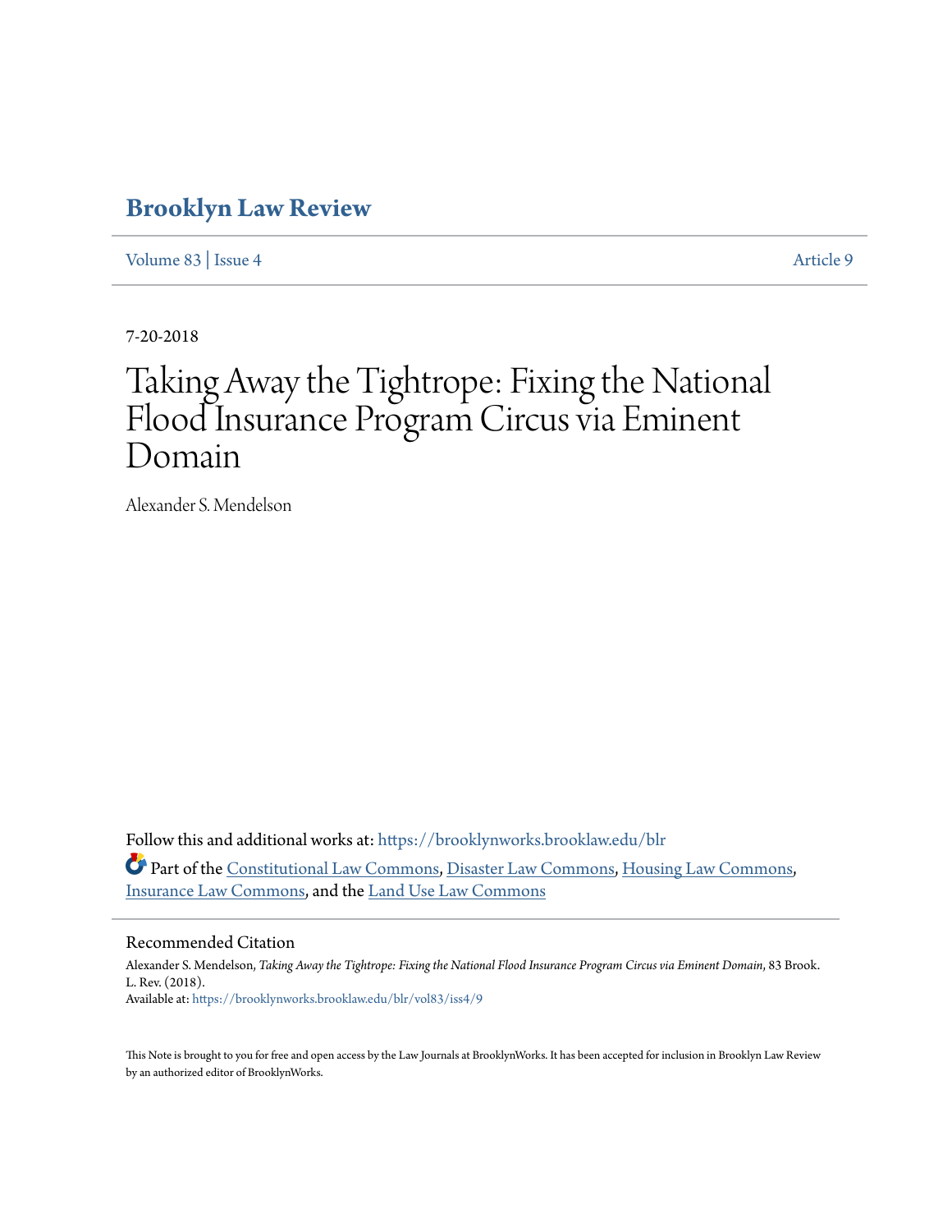# Brooklyn Law Review

Volume 83 | Issue 4 Article 9

7-20-2018

# Taking Away the Tightrope: Fixing the National Flood Insurance Program Circus via Eminent Domain

Alexander S. Mendelson

Follow this and additional works at: https://brooklynworks.brooklaw.edu/blr

Part of the Constitutional Law Commons, Disaster Law Commons, Housing Law Commons, Insurance Law Commons, and the Land Use Law Commons

## Recommended Citation

Alexander S. Mendelson, *Taking Away the Tightrope: Fixing the National Flood Insurance Program Circus via Eminent Domain*, 83 Brook. L. Rev. (2018).
Available at: https://brooklynworks.brooklaw.edu/blr/vol83/iss4/9

This Note is brought to you for free and open access by the Law Journals at BrooklynWorks. It has been accepted for inclusion in Brooklyn Law Review by an authorized editor of BrooklynWorks.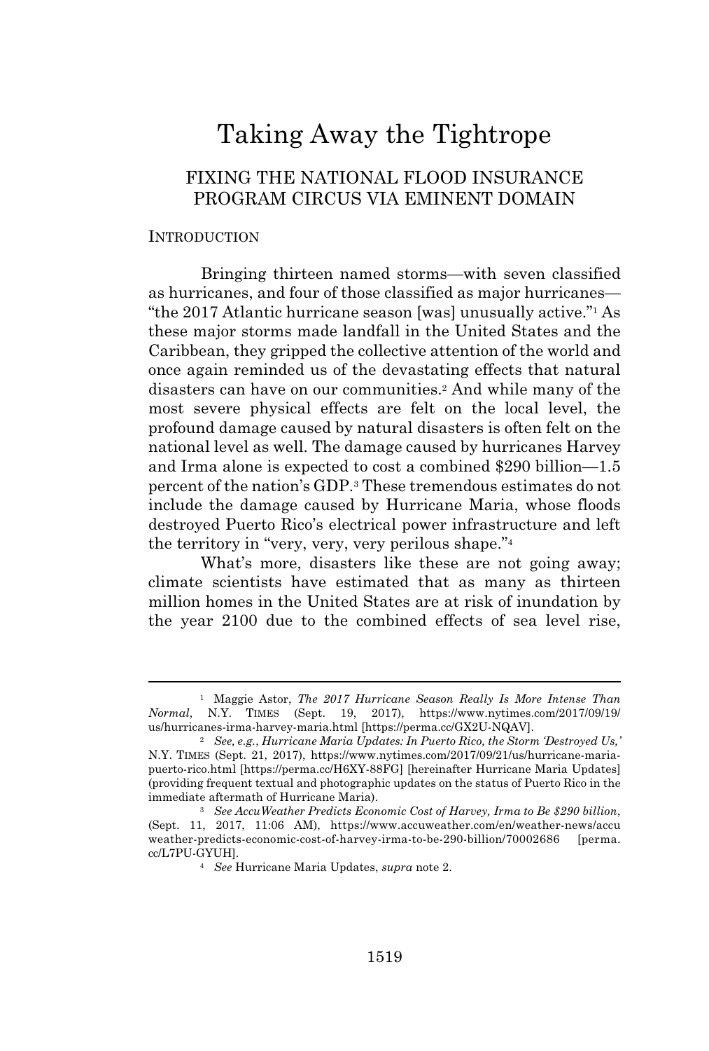# Taking Away the Tightrope

## FIXING THE NATIONAL FLOOD INSURANCE PROGRAM CIRCUS VIA EMINENT DOMAIN

### INTRODUCTION

Bringing thirteen named storms—with seven classified as hurricanes, and four of those classified as major hurricanes—"the 2017 Atlantic hurricane season [was] unusually active."[1] As these major storms made landfall in the United States and the Caribbean, they gripped the collective attention of the world and once again reminded us of the devastating effects that natural disasters can have on our communities.[2] And while many of the most severe physical effects are felt on the local level, the profound damage caused by natural disasters is often felt on the national level as well. The damage caused by hurricanes Harvey and Irma alone is expected to cost a combined $290 billion—1.5 percent of the nation's GDP.[3] These tremendous estimates do not include the damage caused by Hurricane Maria, whose floods destroyed Puerto Rico's electrical power infrastructure and left the territory in "very, very, very perilous shape."[4]

What's more, disasters like these are not going away; climate scientists have estimated that as many as thirteen million homes in the United States are at risk of inundation by the year 2100 due to the combined effects of sea level rise,

---

[1] Maggie Astor, *The 2017 Hurricane Season Really Is More Intense Than Normal*, N.Y. TIMES (Sept. 19, 2017), https://www.nytimes.com/2017/09/19/us/hurricanes-irma-harvey-maria.html [https://perma.cc/GX2U-NQAV].

[2] *See, e.g.*, *Hurricane Maria Updates: In Puerto Rico, the Storm 'Destroyed Us,'* N.Y. TIMES (Sept. 21, 2017), https://www.nytimes.com/2017/09/21/us/hurricane-maria-puerto-rico.html [https://perma.cc/H6XY-88FG] [hereinafter Hurricane Maria Updates] (providing frequent textual and photographic updates on the status of Puerto Rico in the immediate aftermath of Hurricane Maria).

[3] *See AccuWeather Predicts Economic Cost of Harvey, Irma to Be $290 billion*, (Sept. 11, 2017, 11:06 AM), https://www.accuweather.com/en/weather-news/accuweather-predicts-economic-cost-of-harvey-irma-to-be-290-billion/70002686 [perma.cc/L7PU-GYUH].

[4] *See* Hurricane Maria Updates, *supra* note 2.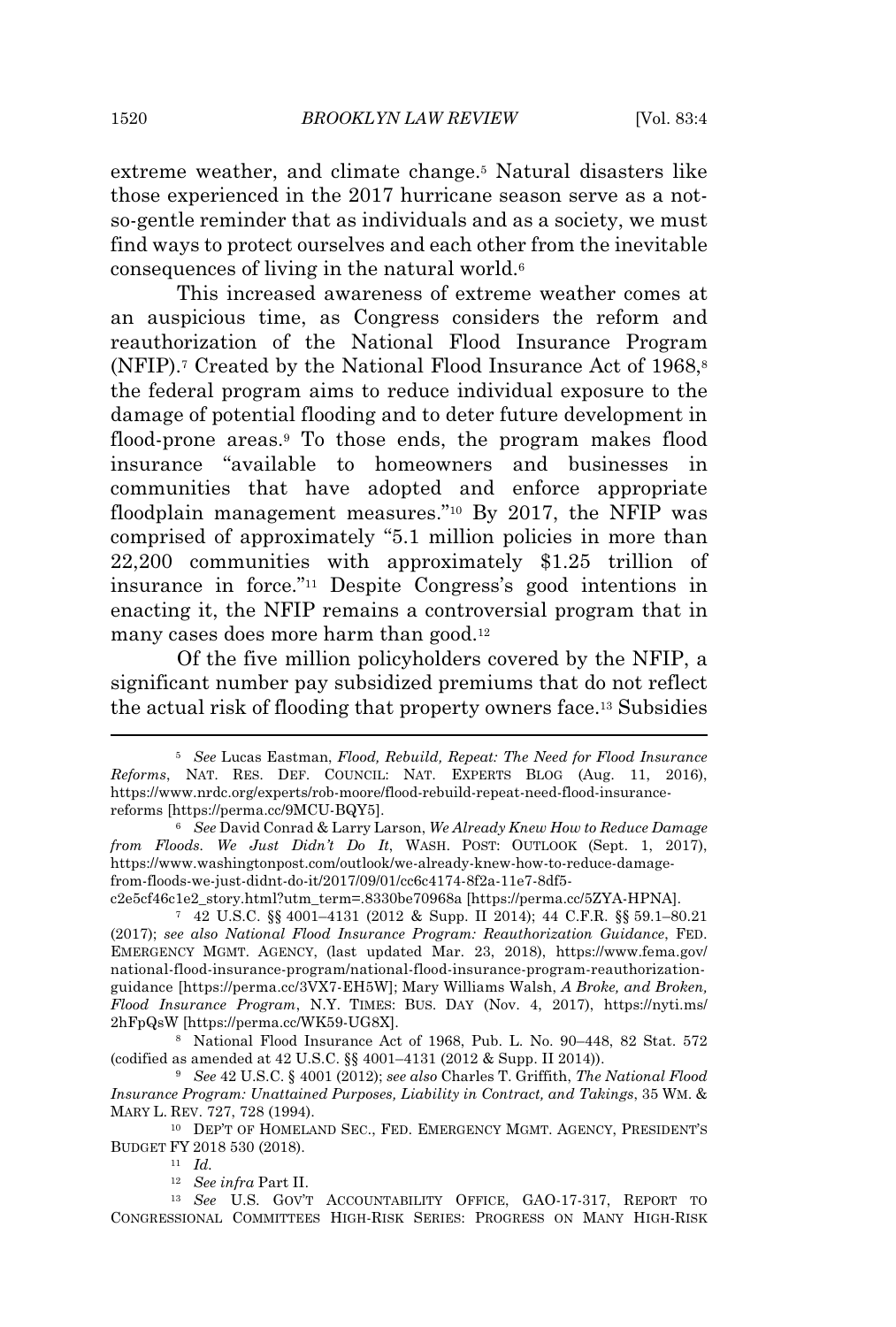extreme weather, and climate change.[5] Natural disasters like those experienced in the 2017 hurricane season serve as a not-so-gentle reminder that as individuals and as a society, we must find ways to protect ourselves and each other from the inevitable consequences of living in the natural world.[6]

This increased awareness of extreme weather comes at an auspicious time, as Congress considers the reform and reauthorization of the National Flood Insurance Program (NFIP).[7] Created by the National Flood Insurance Act of 1968,[8] the federal program aims to reduce individual exposure to the damage of potential flooding and to deter future development in flood-prone areas.[9] To those ends, the program makes flood insurance "available to homeowners and businesses in communities that have adopted and enforce appropriate floodplain management measures."[10] By 2017, the NFIP was comprised of approximately "5.1 million policies in more than 22,200 communities with approximately $1.25 trillion of insurance in force."[11] Despite Congress's good intentions in enacting it, the NFIP remains a controversial program that in many cases does more harm than good.[12]

Of the five million policyholders covered by the NFIP, a significant number pay subsidized premiums that do not reflect the actual risk of flooding that property owners face.[13] Subsidies

---

[5] *See* Lucas Eastman, *Flood, Rebuild, Repeat: The Need for Flood Insurance Reforms*, NAT. RES. DEF. COUNCIL: NAT. EXPERTS BLOG (Aug. 11, 2016), https://www.nrdc.org/experts/rob-moore/flood-rebuild-repeat-need-flood-insurance-reforms [https://perma.cc/9MCU-BQY5].

[6] *See* David Conrad & Larry Larson, *We Already Knew How to Reduce Damage from Floods. We Just Didn't Do It*, WASH. POST: OUTLOOK (Sept. 1, 2017), https://www.washingtonpost.com/outlook/we-already-knew-how-to-reduce-damage-from-floods-we-just-didnt-do-it/2017/09/01/cc6c4174-8f2a-11e7-8df5-c2e5cf46c1e2_story.html?utm_term=.8330be70968a [https://perma.cc/5ZYA-HPNA].

[7] 42 U.S.C. §§ 4001–4131 (2012 & Supp. II 2014); 44 C.F.R. §§ 59.1–80.21 (2017); *see also National Flood Insurance Program: Reauthorization Guidance*, FED. EMERGENCY MGMT. AGENCY, (last updated Mar. 23, 2018), https://www.fema.gov/national-flood-insurance-program/national-flood-insurance-program-reauthorization-guidance [https://perma.cc/3VX7-EH5W]; Mary Williams Walsh, *A Broke, and Broken, Flood Insurance Program*, N.Y. TIMES: BUS. DAY (Nov. 4, 2017), https://nyti.ms/2hFpQsW [https://perma.cc/WK59-UG8X].

[8] National Flood Insurance Act of 1968, Pub. L. No. 90–448, 82 Stat. 572 (codified as amended at 42 U.S.C. §§ 4001–4131 (2012 & Supp. II 2014)).

[9] *See* 42 U.S.C. § 4001 (2012); *see also* Charles T. Griffith, *The National Flood Insurance Program: Unattained Purposes, Liability in Contract, and Takings*, 35 WM. & MARY L. REV. 727, 728 (1994).

[10] DEP'T OF HOMELAND SEC., FED. EMERGENCY MGMT. AGENCY, PRESIDENT'S BUDGET FY 2018 530 (2018).

[11] *Id.*

[12] *See infra* Part II.

[13] *See* U.S. GOV'T ACCOUNTABILITY OFFICE, GAO-17-317, REPORT TO CONGRESSIONAL COMMITTEES HIGH-RISK SERIES: PROGRESS ON MANY HIGH-RISK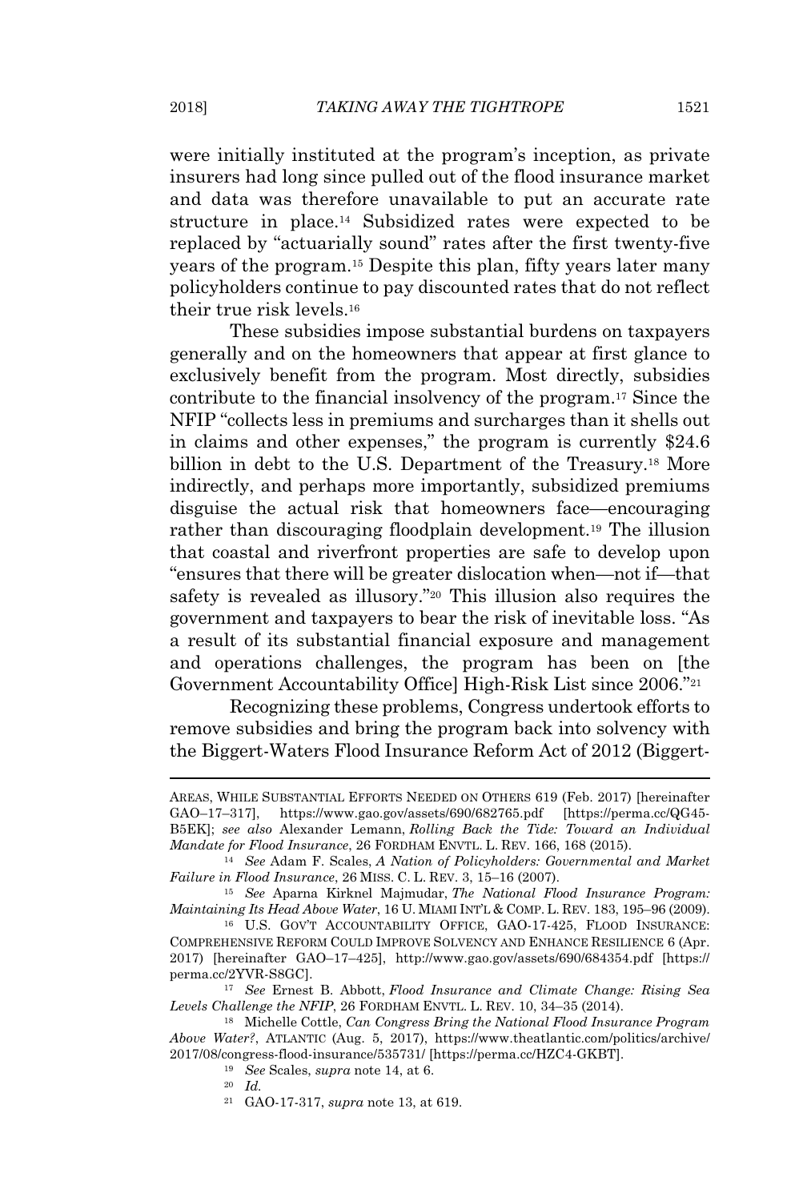were initially instituted at the program's inception, as private insurers had long since pulled out of the flood insurance market and data was therefore unavailable to put an accurate rate structure in place.[14] Subsidized rates were expected to be replaced by "actuarially sound" rates after the first twenty-five years of the program.[15] Despite this plan, fifty years later many policyholders continue to pay discounted rates that do not reflect their true risk levels.[16]

These subsidies impose substantial burdens on taxpayers generally and on the homeowners that appear at first glance to exclusively benefit from the program. Most directly, subsidies contribute to the financial insolvency of the program.[17] Since the NFIP "collects less in premiums and surcharges than it shells out in claims and other expenses," the program is currently $24.6 billion in debt to the U.S. Department of the Treasury.[18] More indirectly, and perhaps more importantly, subsidized premiums disguise the actual risk that homeowners face—encouraging rather than discouraging floodplain development.[19] The illusion that coastal and riverfront properties are safe to develop upon "ensures that there will be greater dislocation when—not if—that safety is revealed as illusory."[20] This illusion also requires the government and taxpayers to bear the risk of inevitable loss. "As a result of its substantial financial exposure and management and operations challenges, the program has been on [the Government Accountability Office] High-Risk List since 2006."[21]

Recognizing these problems, Congress undertook efforts to remove subsidies and bring the program back into solvency with the Biggert-Waters Flood Insurance Reform Act of 2012 (Biggert-

---

AREAS, WHILE SUBSTANTIAL EFFORTS NEEDED ON OTHERS 619 (Feb. 2017) [hereinafter GAO–17–317], https://www.gao.gov/assets/690/682765.pdf [https://perma.cc/QG45-B5EK]; *see also* Alexander Lemann, *Rolling Back the Tide: Toward an Individual Mandate for Flood Insurance*, 26 FORDHAM ENVTL. L. REV. 166, 168 (2015).

[14] *See* Adam F. Scales, *A Nation of Policyholders: Governmental and Market Failure in Flood Insurance*, 26 MISS. C. L. REV. 3, 15–16 (2007).

[15] *See* Aparna Kirknel Majmudar, *The National Flood Insurance Program: Maintaining Its Head Above Water*, 16 U. MIAMI INT'L & COMP. L. REV. 183, 195–96 (2009).

[16] U.S. GOV'T ACCOUNTABILITY OFFICE, GAO-17-425, FLOOD INSURANCE: COMPREHENSIVE REFORM COULD IMPROVE SOLVENCY AND ENHANCE RESILIENCE 6 (Apr. 2017) [hereinafter GAO–17–425], http://www.gao.gov/assets/690/684354.pdf [https://perma.cc/2YVR-S8GC].

[17] *See* Ernest B. Abbott, *Flood Insurance and Climate Change: Rising Sea Levels Challenge the NFIP*, 26 FORDHAM ENVTL. L. REV. 10, 34–35 (2014).

[18] Michelle Cottle, *Can Congress Bring the National Flood Insurance Program Above Water?*, ATLANTIC (Aug. 5, 2017), https://www.theatlantic.com/politics/archive/2017/08/congress-flood-insurance/535731/ [https://perma.cc/HZC4-GKBT].

[19] *See* Scales, *supra* note 14, at 6.

[20] *Id.*

[21] GAO-17-317, *supra* note 13, at 619.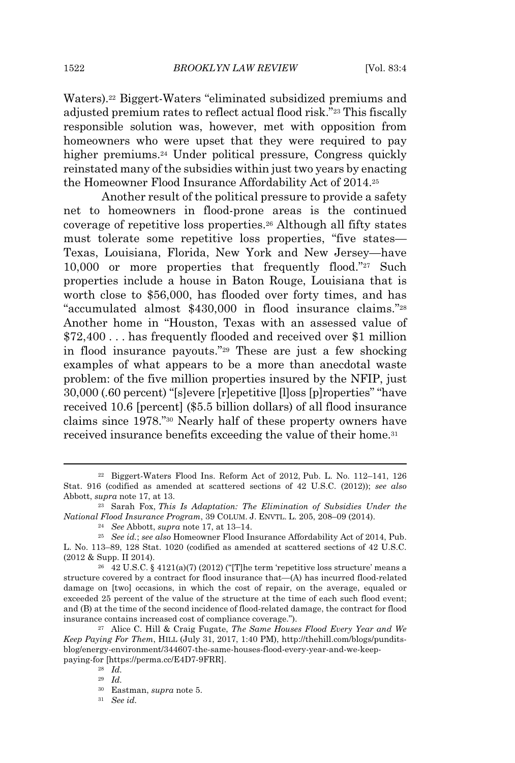Waters).[22] Biggert-Waters "eliminated subsidized premiums and adjusted premium rates to reflect actual flood risk."[23] This fiscally responsible solution was, however, met with opposition from homeowners who were upset that they were required to pay higher premiums.[24] Under political pressure, Congress quickly reinstated many of the subsidies within just two years by enacting the Homeowner Flood Insurance Affordability Act of 2014.[25]

Another result of the political pressure to provide a safety net to homeowners in flood-prone areas is the continued coverage of repetitive loss properties.[26] Although all fifty states must tolerate some repetitive loss properties, "five states—Texas, Louisiana, Florida, New York and New Jersey—have 10,000 or more properties that frequently flood."[27] Such properties include a house in Baton Rouge, Louisiana that is worth close to $56,000, has flooded over forty times, and has "accumulated almost $430,000 in flood insurance claims."[28] Another home in "Houston, Texas with an assessed value of $72,400 . . . has frequently flooded and received over $1 million in flood insurance payouts."[29] These are just a few shocking examples of what appears to be a more than anecdotal waste problem: of the five million properties insured by the NFIP, just 30,000 (.60 percent) "[s]evere [r]epetitive [l]oss [p]roperties" "have received 10.6 [percent] ($5.5 billion dollars) of all flood insurance claims since 1978."[30] Nearly half of these property owners have received insurance benefits exceeding the value of their home.[31]

---

[22] Biggert-Waters Flood Ins. Reform Act of 2012, Pub. L. No. 112–141, 126 Stat. 916 (codified as amended at scattered sections of 42 U.S.C. (2012)); *see also* Abbott, *supra* note 17, at 13.

[23] Sarah Fox, *This Is Adaptation: The Elimination of Subsidies Under the National Flood Insurance Program*, 39 COLUM. J. ENVTL. L. 205, 208–09 (2014).

[24] *See* Abbott, *supra* note 17, at 13–14.

[25] *See id.*; *see also* Homeowner Flood Insurance Affordability Act of 2014, Pub. L. No. 113–89, 128 Stat. 1020 (codified as amended at scattered sections of 42 U.S.C. (2012 & Supp. II 2014).

[26] 42 U.S.C. § 4121(a)(7) (2012) ("[T]he term 'repetitive loss structure' means a structure covered by a contract for flood insurance that—(A) has incurred flood-related damage on [two] occasions, in which the cost of repair, on the average, equaled or exceeded 25 percent of the value of the structure at the time of each such flood event; and (B) at the time of the second incidence of flood-related damage, the contract for flood insurance contains increased cost of compliance coverage.").

[27] Alice C. Hill & Craig Fugate, *The Same Houses Flood Every Year and We Keep Paying For Them*, HILL (July 31, 2017, 1:40 PM), http://thehill.com/blogs/pundits-blog/energy-environment/344607-the-same-houses-flood-every-year-and-we-keep-paying-for [https://perma.cc/E4D7-9FRR].

[28] *Id.*

[29] *Id.*

[30] Eastman, *supra* note 5.

[31] *See id.*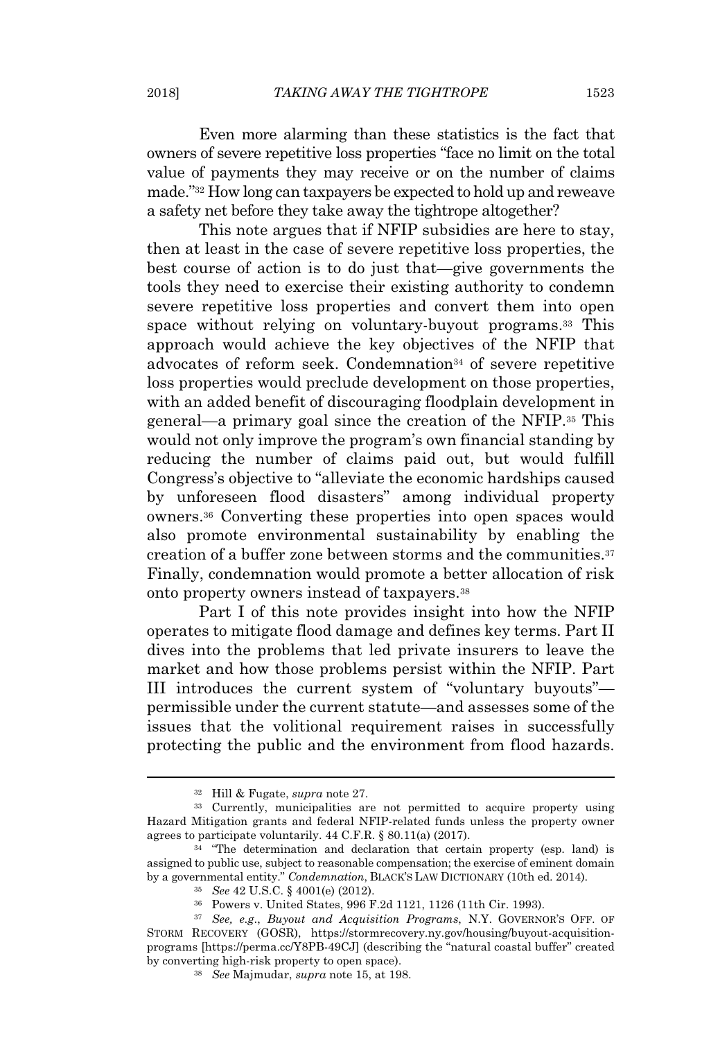Even more alarming than these statistics is the fact that owners of severe repetitive loss properties "face no limit on the total value of payments they may receive or on the number of claims made."[32] How long can taxpayers be expected to hold up and reweave a safety net before they take away the tightrope altogether?

This note argues that if NFIP subsidies are here to stay, then at least in the case of severe repetitive loss properties, the best course of action is to do just that—give governments the tools they need to exercise their existing authority to condemn severe repetitive loss properties and convert them into open space without relying on voluntary-buyout programs.[33] This approach would achieve the key objectives of the NFIP that advocates of reform seek. Condemnation[34] of severe repetitive loss properties would preclude development on those properties, with an added benefit of discouraging floodplain development in general—a primary goal since the creation of the NFIP.[35] This would not only improve the program's own financial standing by reducing the number of claims paid out, but would fulfill Congress's objective to "alleviate the economic hardships caused by unforeseen flood disasters" among individual property owners.[36] Converting these properties into open spaces would also promote environmental sustainability by enabling the creation of a buffer zone between storms and the communities.[37] Finally, condemnation would promote a better allocation of risk onto property owners instead of taxpayers.[38]

Part I of this note provides insight into how the NFIP operates to mitigate flood damage and defines key terms. Part II dives into the problems that led private insurers to leave the market and how those problems persist within the NFIP. Part III introduces the current system of "voluntary buyouts"—permissible under the current statute—and assesses some of the issues that the volitional requirement raises in successfully protecting the public and the environment from flood hazards.

---

[32] Hill & Fugate, *supra* note 27.

[33] Currently, municipalities are not permitted to acquire property using Hazard Mitigation grants and federal NFIP-related funds unless the property owner agrees to participate voluntarily. 44 C.F.R. § 80.11(a) (2017).

[34] "The determination and declaration that certain property (esp. land) is assigned to public use, subject to reasonable compensation; the exercise of eminent domain by a governmental entity." *Condemnation*, BLACK'S LAW DICTIONARY (10th ed. 2014).

[35] *See* 42 U.S.C. § 4001(e) (2012).

[36] Powers v. United States, 996 F.2d 1121, 1126 (11th Cir. 1993).

[37] *See, e.g.*, *Buyout and Acquisition Programs*, N.Y. GOVERNOR'S OFF. OF STORM RECOVERY (GOSR), https://stormrecovery.ny.gov/housing/buyout-acquisition-programs [https://perma.cc/Y8PB-49CJ] (describing the "natural coastal buffer" created by converting high-risk property to open space).

[38] *See* Majmudar, *supra* note 15, at 198.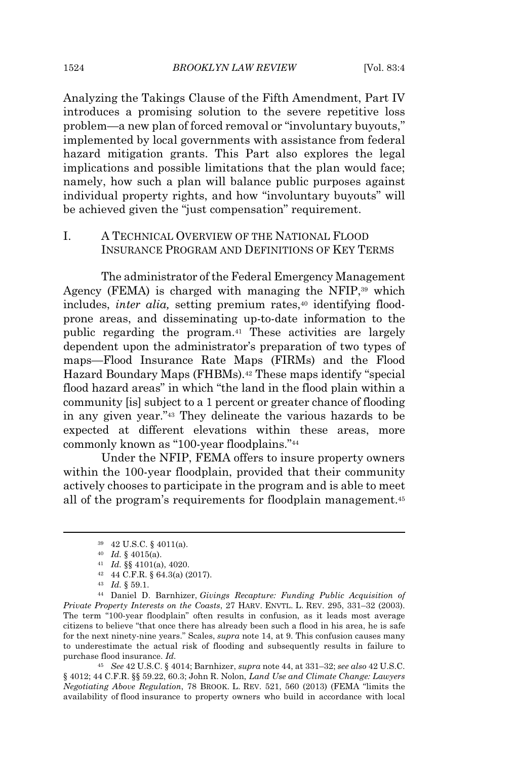Analyzing the Takings Clause of the Fifth Amendment, Part IV introduces a promising solution to the severe repetitive loss problem—a new plan of forced removal or "involuntary buyouts," implemented by local governments with assistance from federal hazard mitigation grants. This Part also explores the legal implications and possible limitations that the plan would face; namely, how such a plan will balance public purposes against individual property rights, and how "involuntary buyouts" will be achieved given the "just compensation" requirement.

## I. A TECHNICAL OVERVIEW OF THE NATIONAL FLOOD INSURANCE PROGRAM AND DEFINITIONS OF KEY TERMS

The administrator of the Federal Emergency Management Agency (FEMA) is charged with managing the NFIP,[39] which includes, *inter alia,* setting premium rates,[40] identifying flood-prone areas, and disseminating up-to-date information to the public regarding the program.[41] These activities are largely dependent upon the administrator's preparation of two types of maps—Flood Insurance Rate Maps (FIRMs) and the Flood Hazard Boundary Maps (FHBMs).[42] These maps identify "special flood hazard areas" in which "the land in the flood plain within a community [is] subject to a 1 percent or greater chance of flooding in any given year."[43] They delineate the various hazards to be expected at different elevations within these areas, more commonly known as "100-year floodplains."[44]

Under the NFIP, FEMA offers to insure property owners within the 100-year floodplain, provided that their community actively chooses to participate in the program and is able to meet all of the program's requirements for floodplain management.[45]

---

[39] 42 U.S.C. § 4011(a).

[40] *Id.* § 4015(a).

[41] *Id.* §§ 4101(a), 4020.

[42] 44 C.F.R. § 64.3(a) (2017).

[43] *Id.* § 59.1.

[44] Daniel D. Barnhizer, *Givings Recapture: Funding Public Acquisition of Private Property Interests on the Coasts*, 27 HARV. ENVTL. L. REV. 295, 331–32 (2003). The term "100-year floodplain" often results in confusion, as it leads most average citizens to believe "that once there has already been such a flood in his area, he is safe for the next ninety-nine years." Scales, *supra* note 14, at 9. This confusion causes many to underestimate the actual risk of flooding and subsequently results in failure to purchase flood insurance. *Id.*

[45] *See* 42 U.S.C. § 4014; Barnhizer, *supra* note 44, at 331–32; *see also* 42 U.S.C. § 4012; 44 C.F.R. §§ 59.22, 60.3; John R. Nolon, *Land Use and Climate Change: Lawyers Negotiating Above Regulation*, 78 BROOK. L. REV. 521, 560 (2013) (FEMA "limits the availability of flood insurance to property owners who build in accordance with local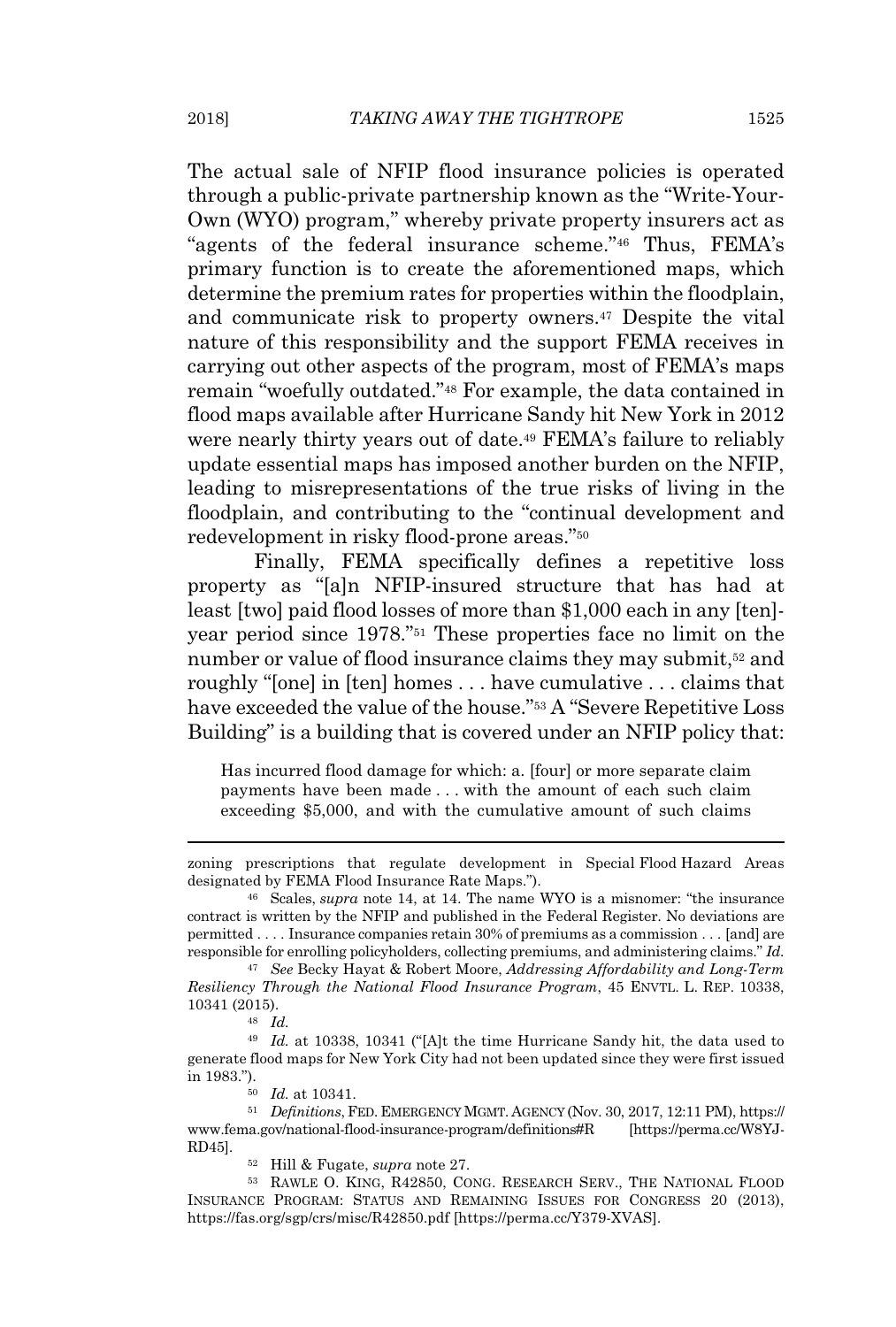The actual sale of NFIP flood insurance policies is operated through a public-private partnership known as the "Write-Your-Own (WYO) program," whereby private property insurers act as "agents of the federal insurance scheme."[46] Thus, FEMA's primary function is to create the aforementioned maps, which determine the premium rates for properties within the floodplain, and communicate risk to property owners.[47] Despite the vital nature of this responsibility and the support FEMA receives in carrying out other aspects of the program, most of FEMA's maps remain "woefully outdated."[48] For example, the data contained in flood maps available after Hurricane Sandy hit New York in 2012 were nearly thirty years out of date.[49] FEMA's failure to reliably update essential maps has imposed another burden on the NFIP, leading to misrepresentations of the true risks of living in the floodplain, and contributing to the "continual development and redevelopment in risky flood-prone areas."[50]

Finally, FEMA specifically defines a repetitive loss property as "[a]n NFIP-insured structure that has had at least [two] paid flood losses of more than $1,000 each in any [ten]-year period since 1978."[51] These properties face no limit on the number or value of flood insurance claims they may submit,[52] and roughly "[one] in [ten] homes . . . have cumulative . . . claims that have exceeded the value of the house."[53] A "Severe Repetitive Loss Building" is a building that is covered under an NFIP policy that:

> Has incurred flood damage for which: a. [four] or more separate claim payments have been made . . . with the amount of each such claim exceeding $5,000, and with the cumulative amount of such claims

---

zoning prescriptions that regulate development in Special Flood Hazard Areas designated by FEMA Flood Insurance Rate Maps.").

[46] Scales, *supra* note 14, at 14. The name WYO is a misnomer: "the insurance contract is written by the NFIP and published in the Federal Register. No deviations are permitted . . . . Insurance companies retain 30% of premiums as a commission . . . [and] are responsible for enrolling policyholders, collecting premiums, and administering claims." *Id.*

[47] *See* Becky Hayat & Robert Moore, *Addressing Affordability and Long-Term Resiliency Through the National Flood Insurance Program*, 45 ENVTL. L. REP. 10338, 10341 (2015).

[48] *Id.*

[49] *Id.* at 10338, 10341 ("[A]t the time Hurricane Sandy hit, the data used to generate flood maps for New York City had not been updated since they were first issued in 1983.").

[50] *Id.* at 10341.

[51] *Definitions*, FED. EMERGENCY MGMT. AGENCY (Nov. 30, 2017, 12:11 PM), https://www.fema.gov/national-flood-insurance-program/definitions#R [https://perma.cc/W8YJ-RD45].

[52] Hill & Fugate, *supra* note 27.

[53] RAWLE O. KING, R42850, CONG. RESEARCH SERV., THE NATIONAL FLOOD INSURANCE PROGRAM: STATUS AND REMAINING ISSUES FOR CONGRESS 20 (2013), https://fas.org/sgp/crs/misc/R42850.pdf [https://perma.cc/Y379-XVAS].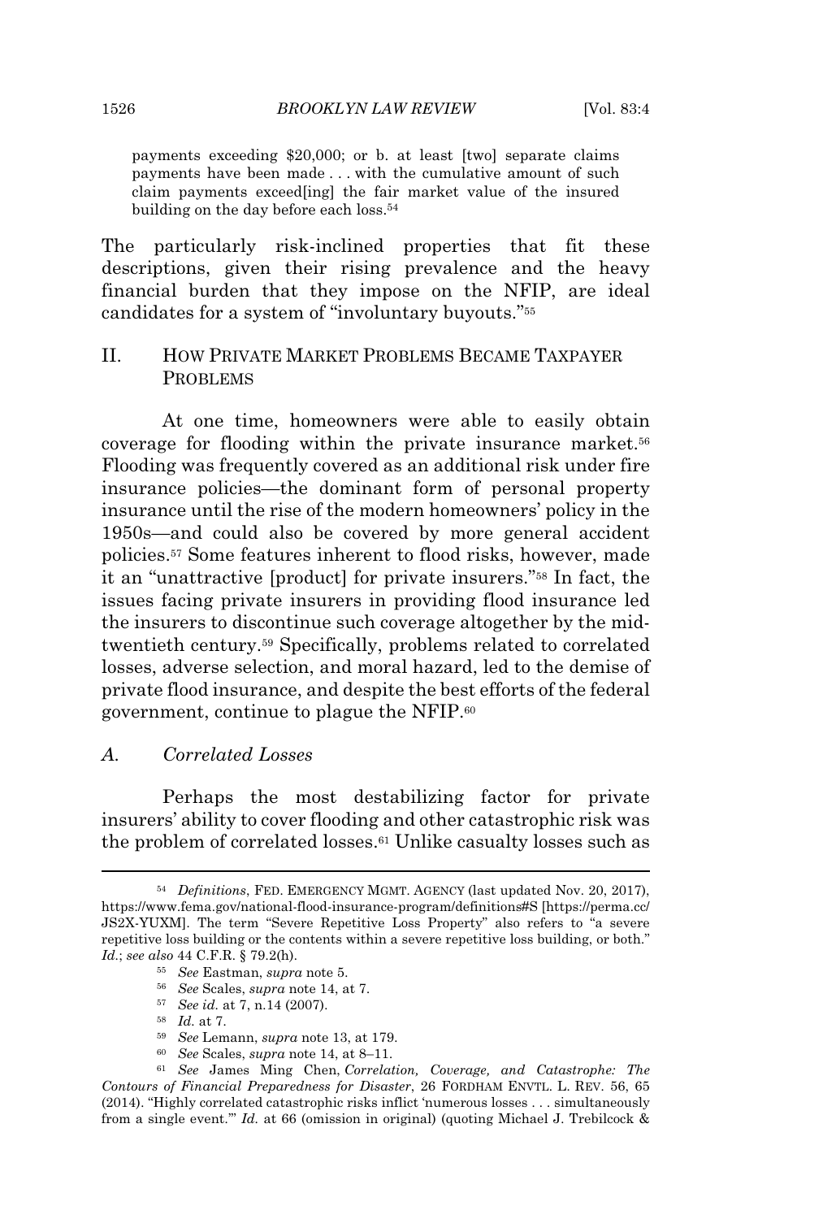payments exceeding $20,000; or b. at least [two] separate claims payments have been made . . . with the cumulative amount of such claim payments exceed[ing] the fair market value of the insured building on the day before each loss.[54]

The particularly risk-inclined properties that fit these descriptions, given their rising prevalence and the heavy financial burden that they impose on the NFIP, are ideal candidates for a system of "involuntary buyouts."[55]

## II. How Private Market Problems Became Taxpayer Problems

At one time, homeowners were able to easily obtain coverage for flooding within the private insurance market.[56] Flooding was frequently covered as an additional risk under fire insurance policies—the dominant form of personal property insurance until the rise of the modern homeowners' policy in the 1950s—and could also be covered by more general accident policies.[57] Some features inherent to flood risks, however, made it an "unattractive [product] for private insurers."[58] In fact, the issues facing private insurers in providing flood insurance led the insurers to discontinue such coverage altogether by the mid-twentieth century.[59] Specifically, problems related to correlated losses, adverse selection, and moral hazard, led to the demise of private flood insurance, and despite the best efforts of the federal government, continue to plague the NFIP.[60]

### A. *Correlated Losses*

Perhaps the most destabilizing factor for private insurers' ability to cover flooding and other catastrophic risk was the problem of correlated losses.[61] Unlike casualty losses such as

---

[54] *Definitions*, Fed. Emergency Mgmt. Agency (last updated Nov. 20, 2017), https://www.fema.gov/national-flood-insurance-program/definitions#S [https://perma.cc/JS2X-YUXM]. The term "Severe Repetitive Loss Property" also refers to "a severe repetitive loss building or the contents within a severe repetitive loss building, or both." *Id.*; *see also* 44 C.F.R. § 79.2(h).

[55] *See* Eastman, *supra* note 5.

[56] *See* Scales, *supra* note 14, at 7.

[57] *See id.* at 7, n.14 (2007).

[58] *Id.* at 7.

[59] *See* Lemann, *supra* note 13, at 179.

[60] *See* Scales, *supra* note 14, at 8–11.

[61] *See* James Ming Chen, *Correlation, Coverage, and Catastrophe: The Contours of Financial Preparedness for Disaster*, 26 Fordham Envtl. L. Rev. 56, 65 (2014). "Highly correlated catastrophic risks inflict 'numerous losses . . . simultaneously from a single event.'" *Id.* at 66 (omission in original) (quoting Michael J. Trebilcock &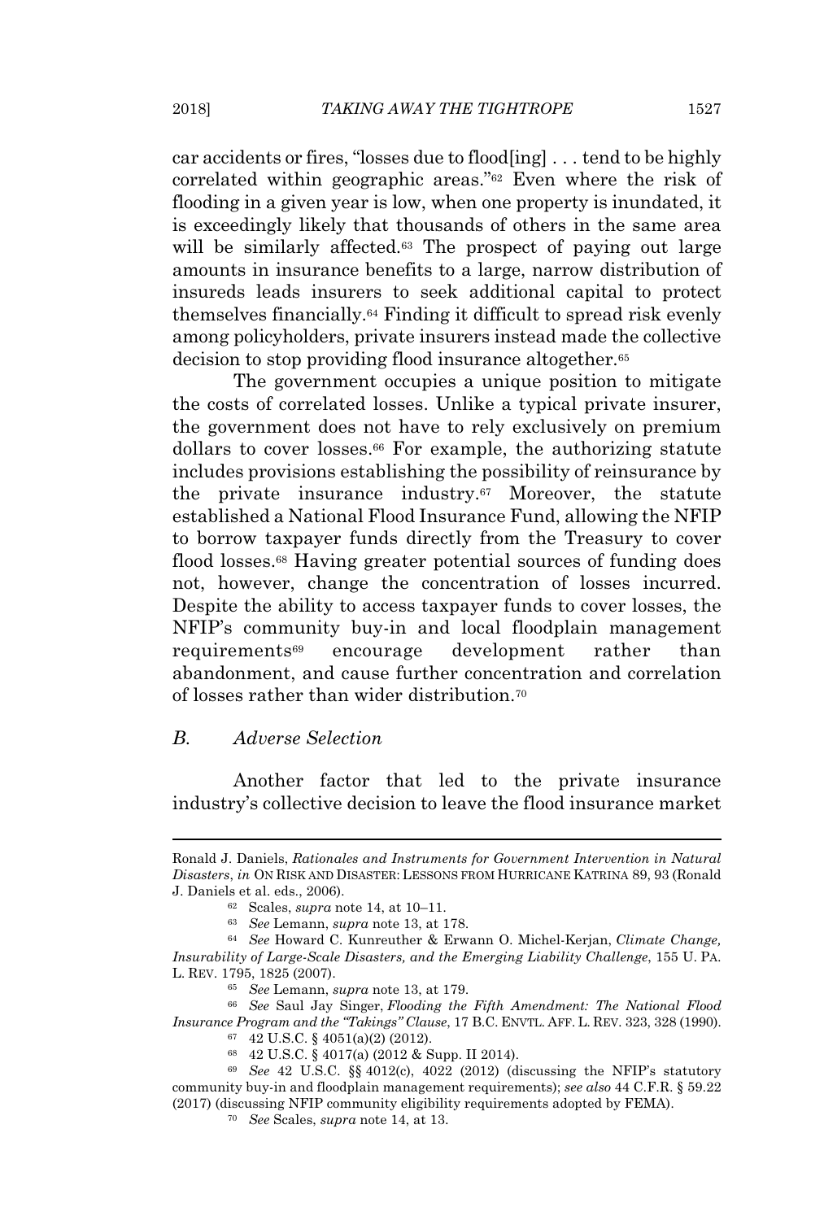car accidents or fires, "losses due to flood[ing] . . . tend to be highly correlated within geographic areas."[62] Even where the risk of flooding in a given year is low, when one property is inundated, it is exceedingly likely that thousands of others in the same area will be similarly affected.[63] The prospect of paying out large amounts in insurance benefits to a large, narrow distribution of insureds leads insurers to seek additional capital to protect themselves financially.[64] Finding it difficult to spread risk evenly among policyholders, private insurers instead made the collective decision to stop providing flood insurance altogether.[65]

The government occupies a unique position to mitigate the costs of correlated losses. Unlike a typical private insurer, the government does not have to rely exclusively on premium dollars to cover losses.[66] For example, the authorizing statute includes provisions establishing the possibility of reinsurance by the private insurance industry.[67] Moreover, the statute established a National Flood Insurance Fund, allowing the NFIP to borrow taxpayer funds directly from the Treasury to cover flood losses.[68] Having greater potential sources of funding does not, however, change the concentration of losses incurred. Despite the ability to access taxpayer funds to cover losses, the NFIP's community buy-in and local floodplain management requirements[69] encourage development rather than abandonment, and cause further concentration and correlation of losses rather than wider distribution.[70]

## B. Adverse Selection

Another factor that led to the private insurance industry's collective decision to leave the flood insurance market

---

Ronald J. Daniels, *Rationales and Instruments for Government Intervention in Natural Disasters*, *in* ON RISK AND DISASTER: LESSONS FROM HURRICANE KATRINA 89, 93 (Ronald J. Daniels et al. eds., 2006).

[62] Scales, *supra* note 14, at 10–11.

[63] *See* Lemann, *supra* note 13, at 178.

[64] *See* Howard C. Kunreuther & Erwann O. Michel-Kerjan, *Climate Change, Insurability of Large-Scale Disasters, and the Emerging Liability Challenge*, 155 U. PA. L. REV. 1795, 1825 (2007).

[65] *See* Lemann, *supra* note 13, at 179.

[66] *See* Saul Jay Singer, *Flooding the Fifth Amendment: The National Flood Insurance Program and the "Takings" Clause*, 17 B.C. ENVTL. AFF. L. REV. 323, 328 (1990).

[67] 42 U.S.C. § 4051(a)(2) (2012).

[68] 42 U.S.C. § 4017(a) (2012 & Supp. II 2014).

[69] *See* 42 U.S.C. §§ 4012(c), 4022 (2012) (discussing the NFIP's statutory community buy-in and floodplain management requirements); *see also* 44 C.F.R. § 59.22 (2017) (discussing NFIP community eligibility requirements adopted by FEMA).

[70] *See* Scales, *supra* note 14, at 13.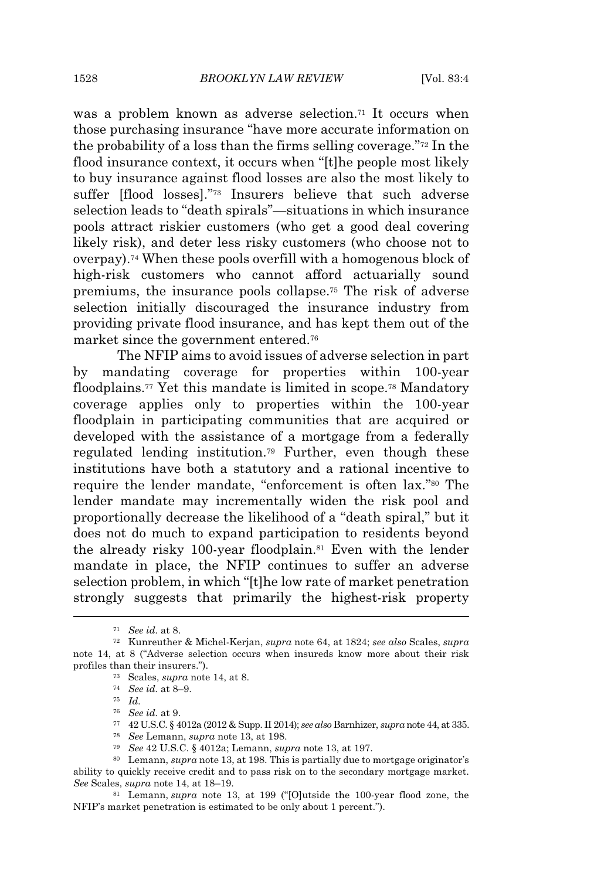was a problem known as adverse selection.[71] It occurs when those purchasing insurance "have more accurate information on the probability of a loss than the firms selling coverage."[72] In the flood insurance context, it occurs when "[t]he people most likely to buy insurance against flood losses are also the most likely to suffer [flood losses]."[73] Insurers believe that such adverse selection leads to "death spirals"—situations in which insurance pools attract riskier customers (who get a good deal covering likely risk), and deter less risky customers (who choose not to overpay).[74] When these pools overfill with a homogenous block of high-risk customers who cannot afford actuarially sound premiums, the insurance pools collapse.[75] The risk of adverse selection initially discouraged the insurance industry from providing private flood insurance, and has kept them out of the market since the government entered.[76]

The NFIP aims to avoid issues of adverse selection in part by mandating coverage for properties within 100-year floodplains.[77] Yet this mandate is limited in scope.[78] Mandatory coverage applies only to properties within the 100-year floodplain in participating communities that are acquired or developed with the assistance of a mortgage from a federally regulated lending institution.[79] Further, even though these institutions have both a statutory and a rational incentive to require the lender mandate, "enforcement is often lax."[80] The lender mandate may incrementally widen the risk pool and proportionally decrease the likelihood of a "death spiral," but it does not do much to expand participation to residents beyond the already risky 100-year floodplain.[81] Even with the lender mandate in place, the NFIP continues to suffer an adverse selection problem, in which "[t]he low rate of market penetration strongly suggests that primarily the highest-risk property

---

[71] *See id.* at 8.

[72] Kunreuther & Michel-Kerjan, *supra* note 64, at 1824; *see also* Scales, *supra* note 14, at 8 ("Adverse selection occurs when insureds know more about their risk profiles than their insurers.").

[73] Scales, *supra* note 14, at 8.

[74] *See id.* at 8–9.

[75] *Id.*

[76] *See id.* at 9.

[77] 42 U.S.C. § 4012a (2012 & Supp. II 2014); *see also* Barnhizer, *supra* note 44, at 335.

[78] *See* Lemann, *supra* note 13, at 198.

[79] *See* 42 U.S.C. § 4012a; Lemann, *supra* note 13, at 197.

[80] Lemann, *supra* note 13, at 198. This is partially due to mortgage originator's ability to quickly receive credit and to pass risk on to the secondary mortgage market. *See* Scales, *supra* note 14, at 18–19.

[81] Lemann, *supra* note 13, at 199 ("[O]utside the 100-year flood zone, the NFIP's market penetration is estimated to be only about 1 percent.").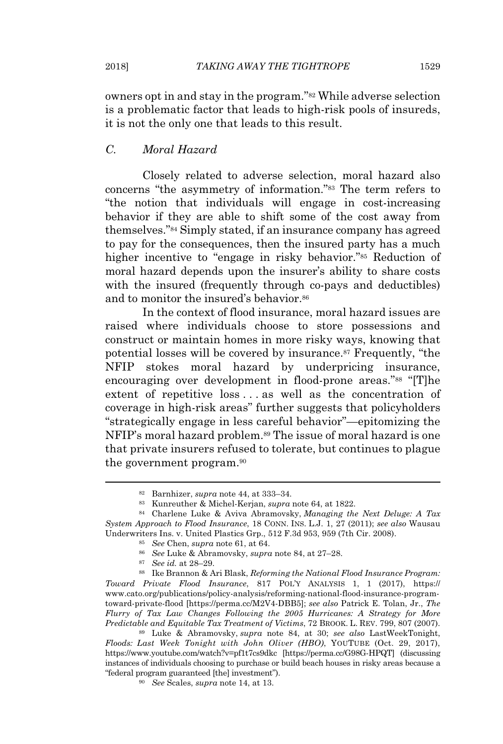owners opt in and stay in the program."[82] While adverse selection is a problematic factor that leads to high-risk pools of insureds, it is not the only one that leads to this result.

### *C. Moral Hazard*

Closely related to adverse selection, moral hazard also concerns "the asymmetry of information."[83] The term refers to "the notion that individuals will engage in cost-increasing behavior if they are able to shift some of the cost away from themselves."[84] Simply stated, if an insurance company has agreed to pay for the consequences, then the insured party has a much higher incentive to "engage in risky behavior."[85] Reduction of moral hazard depends upon the insurer's ability to share costs with the insured (frequently through co-pays and deductibles) and to monitor the insured's behavior.[86]

In the context of flood insurance, moral hazard issues are raised where individuals choose to store possessions and construct or maintain homes in more risky ways, knowing that potential losses will be covered by insurance.[87] Frequently, "the NFIP stokes moral hazard by underpricing insurance, encouraging over development in flood-prone areas."[88] "[T]he extent of repetitive loss . . . as well as the concentration of coverage in high-risk areas" further suggests that policyholders "strategically engage in less careful behavior"—epitomizing the NFIP's moral hazard problem.[89] The issue of moral hazard is one that private insurers refused to tolerate, but continues to plague the government program.[90]

---

[82] Barnhizer, *supra* note 44, at 333–34.

[83] Kunreuther & Michel-Kerjan, *supra* note 64, at 1822.

[84] Charlene Luke & Aviva Abramovsky, *Managing the Next Deluge: A Tax System Approach to Flood Insurance*, 18 CONN. INS. L.J. 1, 27 (2011); *see also* Wausau Underwriters Ins. v. United Plastics Grp., 512 F.3d 953, 959 (7th Cir. 2008).

[85] *See* Chen, *supra* note 61, at 64.

[86] *See* Luke & Abramovsky, *supra* note 84, at 27–28.

[87] *See id.* at 28–29.

[88] Ike Brannon & Ari Blask, *Reforming the National Flood Insurance Program: Toward Private Flood Insurance*, 817 POL'Y ANALYSIS 1, 1 (2017), https://www.cato.org/publications/policy-analysis/reforming-national-flood-insurance-program-toward-private-flood [https://perma.cc/M2V4-DBB5]; *see also* Patrick E. Tolan, Jr., *The Flurry of Tax Law Changes Following the 2005 Hurricanes: A Strategy for More Predictable and Equitable Tax Treatment of Victims*, 72 BROOK. L. REV. 799, 807 (2007).

[89] Luke & Abramovsky, *supra* note 84, at 30; *see also* LastWeekTonight, *Floods: Last Week Tonight with John Oliver (HBO)*, YOUTUBE (Oct. 29, 2017), https://www.youtube.com/watch?v=pf1t7cs9dkc [https://perma.cc/G98G-HPQT] (discussing instances of individuals choosing to purchase or build beach houses in risky areas because a "federal program guaranteed [the] investment").

[90] *See* Scales, *supra* note 14, at 13.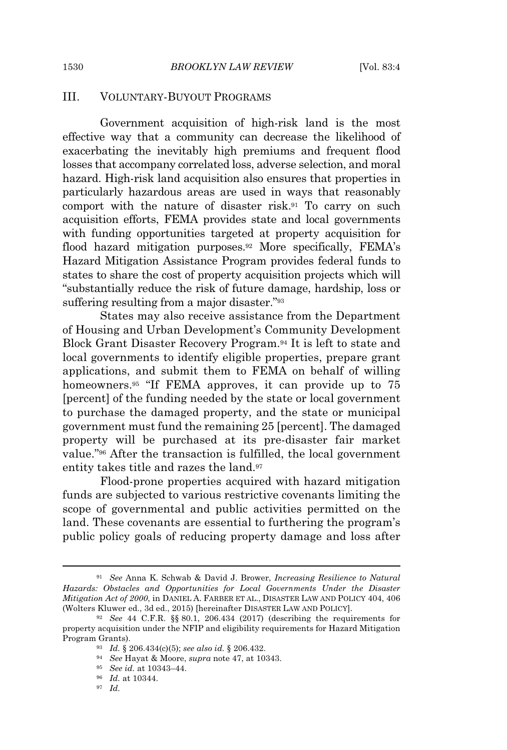## III. VOLUNTARY-BUYOUT PROGRAMS

Government acquisition of high-risk land is the most effective way that a community can decrease the likelihood of exacerbating the inevitably high premiums and frequent flood losses that accompany correlated loss, adverse selection, and moral hazard. High-risk land acquisition also ensures that properties in particularly hazardous areas are used in ways that reasonably comport with the nature of disaster risk.[91] To carry on such acquisition efforts, FEMA provides state and local governments with funding opportunities targeted at property acquisition for flood hazard mitigation purposes.[92] More specifically, FEMA's Hazard Mitigation Assistance Program provides federal funds to states to share the cost of property acquisition projects which will "substantially reduce the risk of future damage, hardship, loss or suffering resulting from a major disaster."[93]

States may also receive assistance from the Department of Housing and Urban Development's Community Development Block Grant Disaster Recovery Program.[94] It is left to state and local governments to identify eligible properties, prepare grant applications, and submit them to FEMA on behalf of willing homeowners.[95] "If FEMA approves, it can provide up to 75 [percent] of the funding needed by the state or local government to purchase the damaged property, and the state or municipal government must fund the remaining 25 [percent]. The damaged property will be purchased at its pre-disaster fair market value."[96] After the transaction is fulfilled, the local government entity takes title and razes the land.[97]

Flood-prone properties acquired with hazard mitigation funds are subjected to various restrictive covenants limiting the scope of governmental and public activities permitted on the land. These covenants are essential to furthering the program's public policy goals of reducing property damage and loss after

---

[91] *See* Anna K. Schwab & David J. Brower, *Increasing Resilience to Natural Hazards: Obstacles and Opportunities for Local Governments Under the Disaster Mitigation Act of 2000*, in DANIEL A. FARBER ET AL., DISASTER LAW AND POLICY 404, 406 (Wolters Kluwer ed., 3d ed., 2015) [hereinafter DISASTER LAW AND POLICY].

[92] *See* 44 C.F.R. §§ 80.1, 206.434 (2017) (describing the requirements for property acquisition under the NFIP and eligibility requirements for Hazard Mitigation Program Grants).

[93] *Id.* § 206.434(c)(5); *see also id.* § 206.432.

[94] *See* Hayat & Moore, *supra* note 47, at 10343.

[95] *See id.* at 10343–44.

[96] *Id.* at 10344.

[97] *Id.*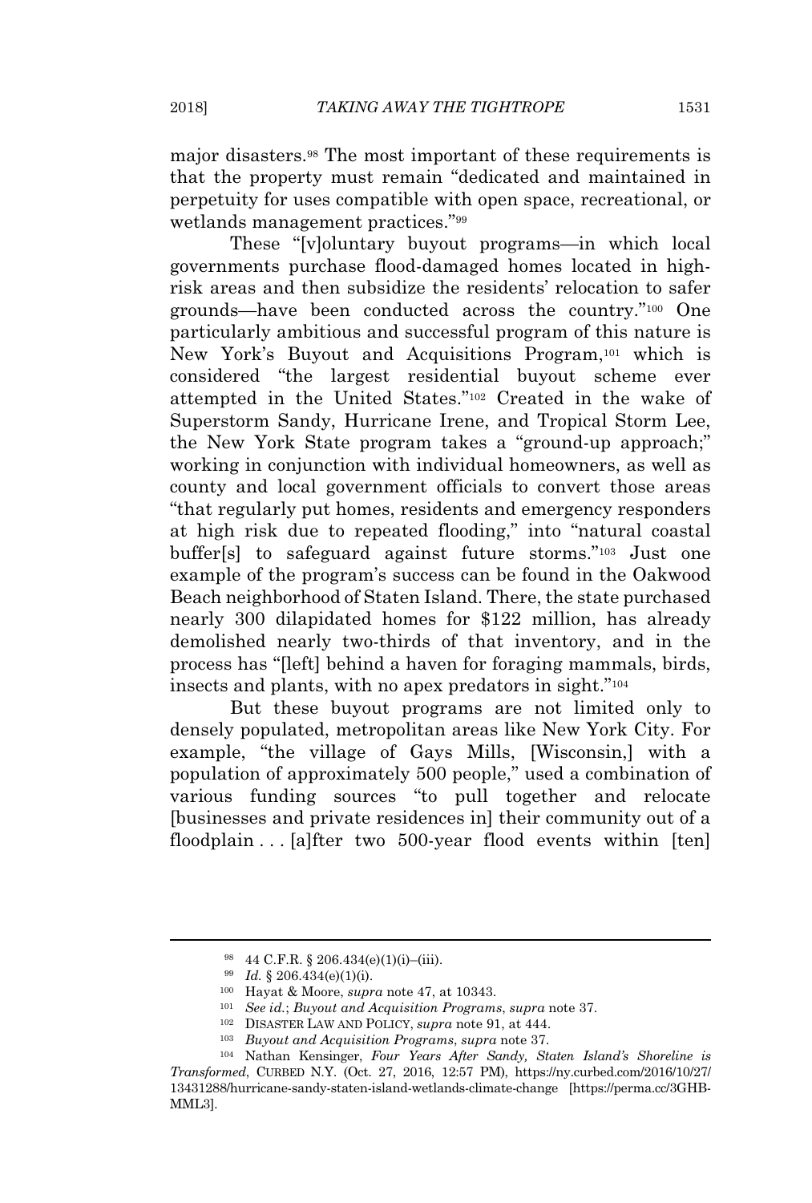major disasters.[98] The most important of these requirements is that the property must remain "dedicated and maintained in perpetuity for uses compatible with open space, recreational, or wetlands management practices."[99]

These "[v]oluntary buyout programs—in which local governments purchase flood-damaged homes located in high-risk areas and then subsidize the residents' relocation to safer grounds—have been conducted across the country."[100] One particularly ambitious and successful program of this nature is New York's Buyout and Acquisitions Program,[101] which is considered "the largest residential buyout scheme ever attempted in the United States."[102] Created in the wake of Superstorm Sandy, Hurricane Irene, and Tropical Storm Lee, the New York State program takes a "ground-up approach;" working in conjunction with individual homeowners, as well as county and local government officials to convert those areas "that regularly put homes, residents and emergency responders at high risk due to repeated flooding," into "natural coastal buffer[s] to safeguard against future storms."[103] Just one example of the program's success can be found in the Oakwood Beach neighborhood of Staten Island. There, the state purchased nearly 300 dilapidated homes for $122 million, has already demolished nearly two-thirds of that inventory, and in the process has "[left] behind a haven for foraging mammals, birds, insects and plants, with no apex predators in sight."[104]

But these buyout programs are not limited only to densely populated, metropolitan areas like New York City. For example, "the village of Gays Mills, [Wisconsin,] with a population of approximately 500 people," used a combination of various funding sources "to pull together and relocate [businesses and private residences in] their community out of a floodplain . . . [a]fter two 500-year flood events within [ten]

---

[98] 44 C.F.R. § 206.434(e)(1)(i)–(iii).

[99] *Id.* § 206.434(e)(1)(i).

[100] Hayat & Moore, *supra* note 47, at 10343.

[101] *See id.*; *Buyout and Acquisition Programs*, *supra* note 37.

[102] DISASTER LAW AND POLICY, *supra* note 91, at 444.

[103] *Buyout and Acquisition Programs*, *supra* note 37.

[104] Nathan Kensinger, *Four Years After Sandy, Staten Island's Shoreline is Transformed*, CURBED N.Y. (Oct. 27, 2016, 12:57 PM), https://ny.curbed.com/2016/10/27/13431288/hurricane-sandy-staten-island-wetlands-climate-change [https://perma.cc/3GHB-MML3].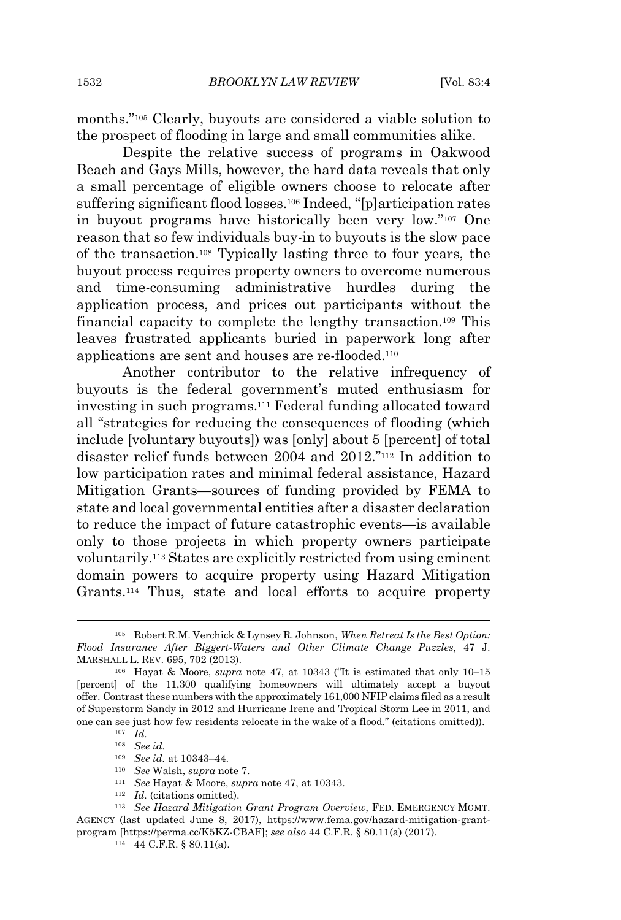months."[105] Clearly, buyouts are considered a viable solution to the prospect of flooding in large and small communities alike.

Despite the relative success of programs in Oakwood Beach and Gays Mills, however, the hard data reveals that only a small percentage of eligible owners choose to relocate after suffering significant flood losses.[106] Indeed, "[p]articipation rates in buyout programs have historically been very low."[107] One reason that so few individuals buy-in to buyouts is the slow pace of the transaction.[108] Typically lasting three to four years, the buyout process requires property owners to overcome numerous and time-consuming administrative hurdles during the application process, and prices out participants without the financial capacity to complete the lengthy transaction.[109] This leaves frustrated applicants buried in paperwork long after applications are sent and houses are re-flooded.[110]

Another contributor to the relative infrequency of buyouts is the federal government's muted enthusiasm for investing in such programs.[111] Federal funding allocated toward all "strategies for reducing the consequences of flooding (which include [voluntary buyouts]) was [only] about 5 [percent] of total disaster relief funds between 2004 and 2012."[112] In addition to low participation rates and minimal federal assistance, Hazard Mitigation Grants—sources of funding provided by FEMA to state and local governmental entities after a disaster declaration to reduce the impact of future catastrophic events—is available only to those projects in which property owners participate voluntarily.[113] States are explicitly restricted from using eminent domain powers to acquire property using Hazard Mitigation Grants.[114] Thus, state and local efforts to acquire property

---

[105] Robert R.M. Verchick & Lynsey R. Johnson, *When Retreat Is the Best Option: Flood Insurance After Biggert-Waters and Other Climate Change Puzzles*, 47 J. MARSHALL L. REV. 695, 702 (2013).

[106] Hayat & Moore, *supra* note 47, at 10343 ("It is estimated that only 10–15 [percent] of the 11,300 qualifying homeowners will ultimately accept a buyout offer. Contrast these numbers with the approximately 161,000 NFIP claims filed as a result of Superstorm Sandy in 2012 and Hurricane Irene and Tropical Storm Lee in 2011, and one can see just how few residents relocate in the wake of a flood." (citations omitted)).

[107] *Id.*

[108] *See id.*

[109] *See id.* at 10343–44.

[110] *See* Walsh, *supra* note 7.

[111] *See* Hayat & Moore, *supra* note 47, at 10343.

[112] *Id.* (citations omitted).

[113] *See Hazard Mitigation Grant Program Overview*, FED. EMERGENCY MGMT. AGENCY (last updated June 8, 2017), https://www.fema.gov/hazard-mitigation-grant-program [https://perma.cc/K5KZ-CBAF]; *see also* 44 C.F.R. § 80.11(a) (2017).

[114] 44 C.F.R. § 80.11(a).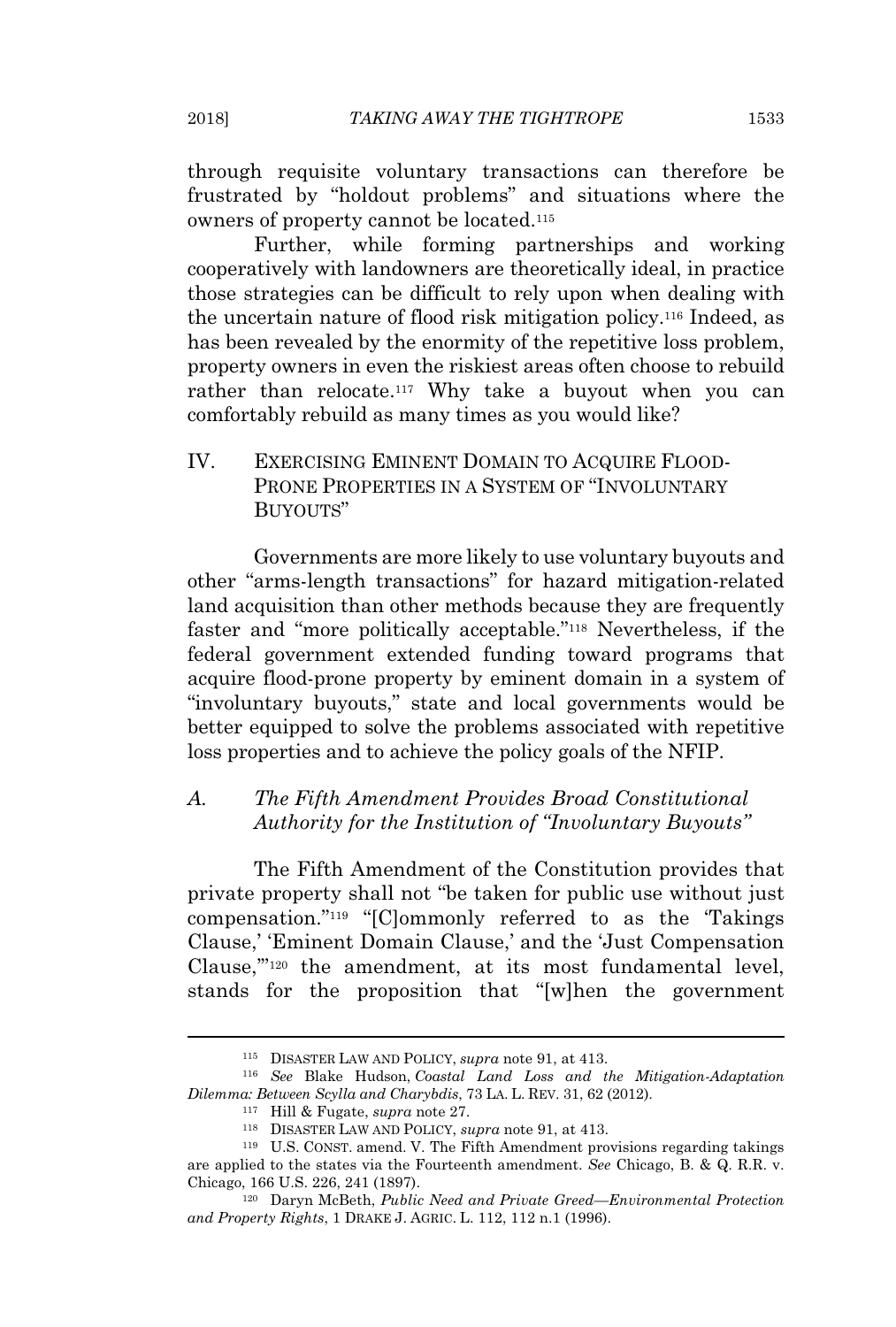through requisite voluntary transactions can therefore be frustrated by "holdout problems" and situations where the owners of property cannot be located.[115]

Further, while forming partnerships and working cooperatively with landowners are theoretically ideal, in practice those strategies can be difficult to rely upon when dealing with the uncertain nature of flood risk mitigation policy.[116] Indeed, as has been revealed by the enormity of the repetitive loss problem, property owners in even the riskiest areas often choose to rebuild rather than relocate.[117] Why take a buyout when you can comfortably rebuild as many times as you would like?

## IV. EXERCISING EMINENT DOMAIN TO ACQUIRE FLOOD-PRONE PROPERTIES IN A SYSTEM OF "INVOLUNTARY BUYOUTS"

Governments are more likely to use voluntary buyouts and other "arms-length transactions" for hazard mitigation-related land acquisition than other methods because they are frequently faster and "more politically acceptable."[118] Nevertheless, if the federal government extended funding toward programs that acquire flood-prone property by eminent domain in a system of "involuntary buyouts," state and local governments would be better equipped to solve the problems associated with repetitive loss properties and to achieve the policy goals of the NFIP.

### *A. The Fifth Amendment Provides Broad Constitutional Authority for the Institution of "Involuntary Buyouts"*

The Fifth Amendment of the Constitution provides that private property shall not "be taken for public use without just compensation."[119] "[C]ommonly referred to as the 'Takings Clause,' 'Eminent Domain Clause,' and the 'Just Compensation Clause,'"[120] the amendment, at its most fundamental level, stands for the proposition that "[w]hen the government

---

[115] DISASTER LAW AND POLICY, *supra* note 91, at 413.

[116] *See* Blake Hudson, *Coastal Land Loss and the Mitigation-Adaptation Dilemma: Between Scylla and Charybdis*, 73 LA. L. REV. 31, 62 (2012).

[117] Hill & Fugate, *supra* note 27.

[118] DISASTER LAW AND POLICY, *supra* note 91, at 413.

[119] U.S. CONST. amend. V. The Fifth Amendment provisions regarding takings are applied to the states via the Fourteenth amendment. *See* Chicago, B. & Q. R.R. v. Chicago, 166 U.S. 226, 241 (1897).

[120] Daryn McBeth, *Public Need and Private Greed—Environmental Protection and Property Rights*, 1 DRAKE J. AGRIC. L. 112, 112 n.1 (1996).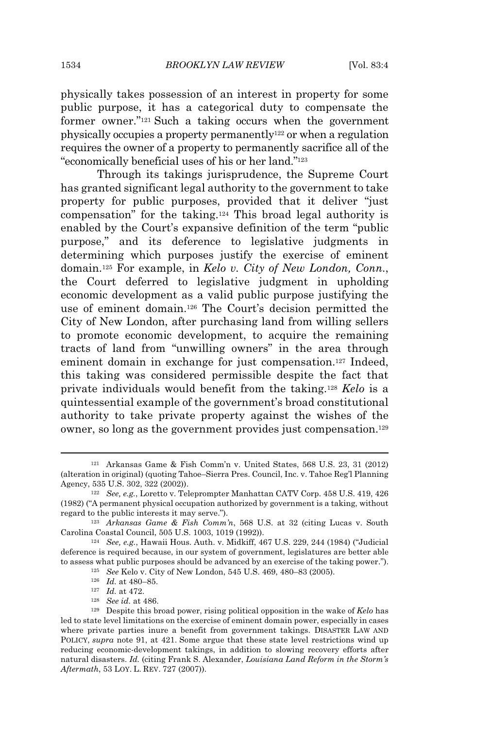physically takes possession of an interest in property for some public purpose, it has a categorical duty to compensate the former owner."[121] Such a taking occurs when the government physically occupies a property permanently[122] or when a regulation requires the owner of a property to permanently sacrifice all of the "economically beneficial uses of his or her land."[123]

Through its takings jurisprudence, the Supreme Court has granted significant legal authority to the government to take property for public purposes, provided that it deliver "just compensation" for the taking.[124] This broad legal authority is enabled by the Court's expansive definition of the term "public purpose," and its deference to legislative judgments in determining which purposes justify the exercise of eminent domain.[125] For example, in *Kelo v. City of New London, Conn.*, the Court deferred to legislative judgment in upholding economic development as a valid public purpose justifying the use of eminent domain.[126] The Court's decision permitted the City of New London, after purchasing land from willing sellers to promote economic development, to acquire the remaining tracts of land from "unwilling owners" in the area through eminent domain in exchange for just compensation.[127] Indeed, this taking was considered permissible despite the fact that private individuals would benefit from the taking.[128] *Kelo* is a quintessential example of the government's broad constitutional authority to take private property against the wishes of the owner, so long as the government provides just compensation.[129]

---

[121] Arkansas Game & Fish Comm'n v. United States, 568 U.S. 23, 31 (2012) (alteration in original) (quoting Tahoe–Sierra Pres. Council, Inc. v. Tahoe Reg'l Planning Agency, 535 U.S. 302, 322 (2002)).

[122] *See, e.g.*, Loretto v. Teleprompter Manhattan CATV Corp. 458 U.S. 419, 426 (1982) ("A permanent physical occupation authorized by government is a taking, without regard to the public interests it may serve.").

[123] *Arkansas Game & Fish Comm'n*, 568 U.S. at 32 (citing Lucas v. South Carolina Coastal Council, 505 U.S. 1003, 1019 (1992)).

[124] *See, e.g.*, Hawaii Hous. Auth. v. Midkiff, 467 U.S. 229, 244 (1984) ("Judicial deference is required because, in our system of government, legislatures are better able to assess what public purposes should be advanced by an exercise of the taking power.").

[125] *See* Kelo v. City of New London, 545 U.S. 469, 480–83 (2005).

[126] *Id.* at 480–85.

[127] *Id.* at 472.

[128] *See id.* at 486.

[129] Despite this broad power, rising political opposition in the wake of *Kelo* has led to state level limitations on the exercise of eminent domain power, especially in cases where private parties inure a benefit from government takings. DISASTER LAW AND POLICY, *supra* note 91, at 421. Some argue that these state level restrictions wind up reducing economic-development takings, in addition to slowing recovery efforts after natural disasters. *Id.* (citing Frank S. Alexander, *Louisiana Land Reform in the Storm's Aftermath*, 53 LOY. L. REV. 727 (2007)).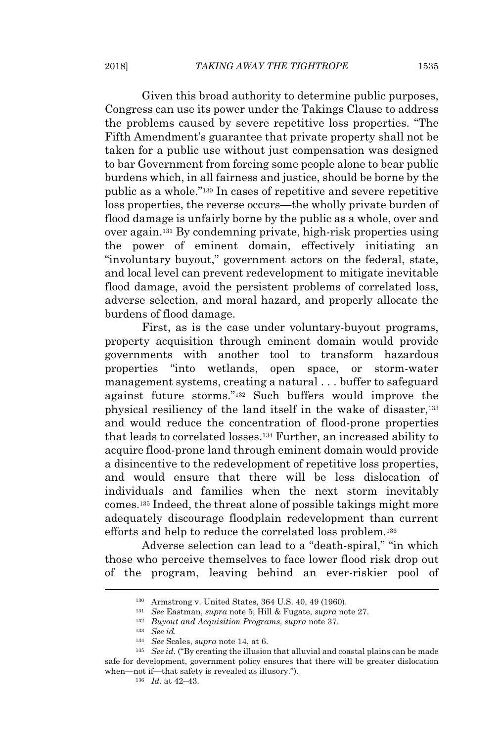Given this broad authority to determine public purposes, Congress can use its power under the Takings Clause to address the problems caused by severe repetitive loss properties. "The Fifth Amendment's guarantee that private property shall not be taken for a public use without just compensation was designed to bar Government from forcing some people alone to bear public burdens which, in all fairness and justice, should be borne by the public as a whole."[130] In cases of repetitive and severe repetitive loss properties, the reverse occurs—the wholly private burden of flood damage is unfairly borne by the public as a whole, over and over again.[131] By condemning private, high-risk properties using the power of eminent domain, effectively initiating an "involuntary buyout," government actors on the federal, state, and local level can prevent redevelopment to mitigate inevitable flood damage, avoid the persistent problems of correlated loss, adverse selection, and moral hazard, and properly allocate the burdens of flood damage.

First, as is the case under voluntary-buyout programs, property acquisition through eminent domain would provide governments with another tool to transform hazardous properties "into wetlands, open space, or storm-water management systems, creating a natural . . . buffer to safeguard against future storms."[132] Such buffers would improve the physical resiliency of the land itself in the wake of disaster,[133] and would reduce the concentration of flood-prone properties that leads to correlated losses.[134] Further, an increased ability to acquire flood-prone land through eminent domain would provide a disincentive to the redevelopment of repetitive loss properties, and would ensure that there will be less dislocation of individuals and families when the next storm inevitably comes.[135] Indeed, the threat alone of possible takings might more adequately discourage floodplain redevelopment than current efforts and help to reduce the correlated loss problem.[136]

Adverse selection can lead to a "death-spiral," "in which those who perceive themselves to face lower flood risk drop out of the program, leaving behind an ever-riskier pool of

---

[130] Armstrong v. United States, 364 U.S. 40, 49 (1960).

[131] *See* Eastman, *supra* note 5; Hill & Fugate, *supra* note 27.

[132] *Buyout and Acquisition Programs*, *supra* note 37.

[133] *See id.*

[134] *See* Scales, *supra* note 14, at 6.

[135] *See id.* ("By creating the illusion that alluvial and coastal plains can be made safe for development, government policy ensures that there will be greater dislocation when—not if—that safety is revealed as illusory.").

[136] *Id.* at 42–43.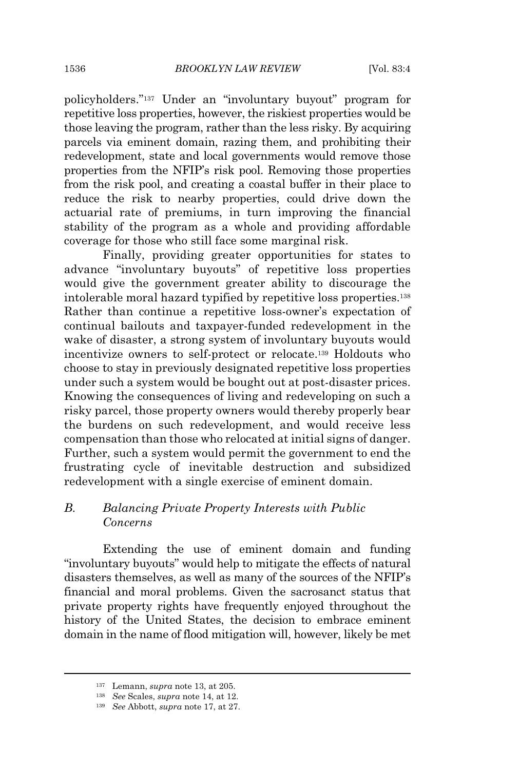policyholders."[137] Under an "involuntary buyout" program for repetitive loss properties, however, the riskiest properties would be those leaving the program, rather than the less risky. By acquiring parcels via eminent domain, razing them, and prohibiting their redevelopment, state and local governments would remove those properties from the NFIP's risk pool. Removing those properties from the risk pool, and creating a coastal buffer in their place to reduce the risk to nearby properties, could drive down the actuarial rate of premiums, in turn improving the financial stability of the program as a whole and providing affordable coverage for those who still face some marginal risk.

Finally, providing greater opportunities for states to advance "involuntary buyouts" of repetitive loss properties would give the government greater ability to discourage the intolerable moral hazard typified by repetitive loss properties.[138] Rather than continue a repetitive loss-owner's expectation of continual bailouts and taxpayer-funded redevelopment in the wake of disaster, a strong system of involuntary buyouts would incentivize owners to self-protect or relocate.[139] Holdouts who choose to stay in previously designated repetitive loss properties under such a system would be bought out at post-disaster prices. Knowing the consequences of living and redeveloping on such a risky parcel, those property owners would thereby properly bear the burdens on such redevelopment, and would receive less compensation than those who relocated at initial signs of danger. Further, such a system would permit the government to end the frustrating cycle of inevitable destruction and subsidized redevelopment with a single exercise of eminent domain.

### *B. Balancing Private Property Interests with Public Concerns*

Extending the use of eminent domain and funding "involuntary buyouts" would help to mitigate the effects of natural disasters themselves, as well as many of the sources of the NFIP's financial and moral problems. Given the sacrosanct status that private property rights have frequently enjoyed throughout the history of the United States, the decision to embrace eminent domain in the name of flood mitigation will, however, likely be met

---

[137] Lemann, *supra* note 13, at 205.

[138] *See* Scales, *supra* note 14, at 12.

[139] *See* Abbott, *supra* note 17, at 27.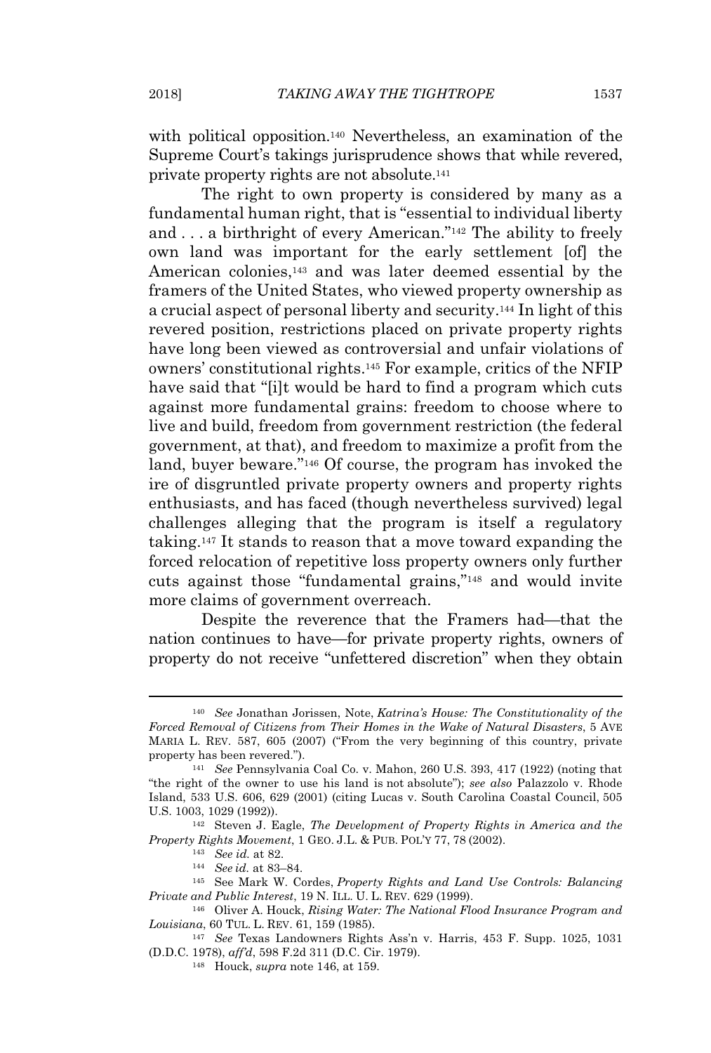with political opposition.[140] Nevertheless, an examination of the Supreme Court's takings jurisprudence shows that while revered, private property rights are not absolute.[141]

The right to own property is considered by many as a fundamental human right, that is "essential to individual liberty and . . . a birthright of every American."[142] The ability to freely own land was important for the early settlement [of] the American colonies,[143] and was later deemed essential by the framers of the United States, who viewed property ownership as a crucial aspect of personal liberty and security.[144] In light of this revered position, restrictions placed on private property rights have long been viewed as controversial and unfair violations of owners' constitutional rights.[145] For example, critics of the NFIP have said that "[i]t would be hard to find a program which cuts against more fundamental grains: freedom to choose where to live and build, freedom from government restriction (the federal government, at that), and freedom to maximize a profit from the land, buyer beware."[146] Of course, the program has invoked the ire of disgruntled private property owners and property rights enthusiasts, and has faced (though nevertheless survived) legal challenges alleging that the program is itself a regulatory taking.[147] It stands to reason that a move toward expanding the forced relocation of repetitive loss property owners only further cuts against those "fundamental grains,"[148] and would invite more claims of government overreach.

Despite the reverence that the Framers had—that the nation continues to have—for private property rights, owners of property do not receive "unfettered discretion" when they obtain

---

[140] *See* Jonathan Jorissen, Note, *Katrina's House: The Constitutionality of the Forced Removal of Citizens from Their Homes in the Wake of Natural Disasters*, 5 AVE MARIA L. REV. 587, 605 (2007) ("From the very beginning of this country, private property has been revered.").

[141] *See* Pennsylvania Coal Co. v. Mahon, 260 U.S. 393, 417 (1922) (noting that "the right of the owner to use his land is not absolute"); *see also* Palazzolo v. Rhode Island, 533 U.S. 606, 629 (2001) (citing Lucas v. South Carolina Coastal Council, 505 U.S. 1003, 1029 (1992)).

[142] Steven J. Eagle, *The Development of Property Rights in America and the Property Rights Movement*, 1 GEO. J.L. & PUB. POL'Y 77, 78 (2002).

[143] *See id.* at 82.

[144] *See id.* at 83–84.

[145] See Mark W. Cordes, *Property Rights and Land Use Controls: Balancing Private and Public Interest*, 19 N. ILL. U. L. REV. 629 (1999).

[146] Oliver A. Houck, *Rising Water: The National Flood Insurance Program and Louisiana*, 60 TUL. L. REV. 61, 159 (1985).

[147] *See* Texas Landowners Rights Ass'n v. Harris, 453 F. Supp. 1025, 1031 (D.D.C. 1978), *aff'd*, 598 F.2d 311 (D.C. Cir. 1979).

[148] Houck, *supra* note 146, at 159.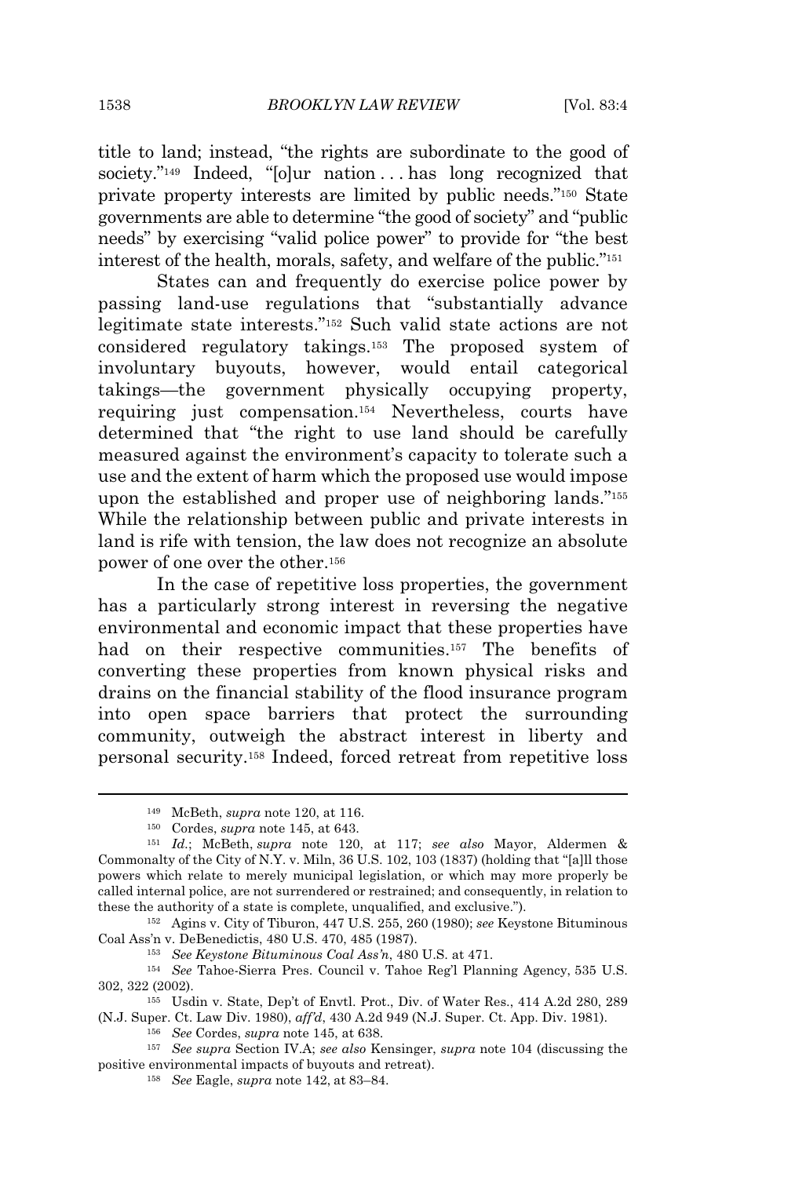title to land; instead, "the rights are subordinate to the good of society."[149] Indeed, "[o]ur nation . . . has long recognized that private property interests are limited by public needs."[150] State governments are able to determine "the good of society" and "public needs" by exercising "valid police power" to provide for "the best interest of the health, morals, safety, and welfare of the public."[151]

States can and frequently do exercise police power by passing land-use regulations that "substantially advance legitimate state interests."[152] Such valid state actions are not considered regulatory takings.[153] The proposed system of involuntary buyouts, however, would entail categorical takings—the government physically occupying property, requiring just compensation.[154] Nevertheless, courts have determined that "the right to use land should be carefully measured against the environment's capacity to tolerate such a use and the extent of harm which the proposed use would impose upon the established and proper use of neighboring lands."[155] While the relationship between public and private interests in land is rife with tension, the law does not recognize an absolute power of one over the other.[156]

In the case of repetitive loss properties, the government has a particularly strong interest in reversing the negative environmental and economic impact that these properties have had on their respective communities.[157] The benefits of converting these properties from known physical risks and drains on the financial stability of the flood insurance program into open space barriers that protect the surrounding community, outweigh the abstract interest in liberty and personal security.[158] Indeed, forced retreat from repetitive loss

---

[149] McBeth, *supra* note 120, at 116.

[150] Cordes, *supra* note 145, at 643.

[151] *Id.*; McBeth, *supra* note 120, at 117; *see also* Mayor, Aldermen & Commonalty of the City of N.Y. v. Miln, 36 U.S. 102, 103 (1837) (holding that "[a]ll those powers which relate to merely municipal legislation, or which may more properly be called internal police, are not surrendered or restrained; and consequently, in relation to these the authority of a state is complete, unqualified, and exclusive.").

[152] Agins v. City of Tiburon, 447 U.S. 255, 260 (1980); *see* Keystone Bituminous Coal Ass'n v. DeBenedictis, 480 U.S. 470, 485 (1987).

[153] *See Keystone Bituminous Coal Ass'n*, 480 U.S. at 471.

[154] *See* Tahoe-Sierra Pres. Council v. Tahoe Reg'l Planning Agency, 535 U.S. 302, 322 (2002).

[155] Usdin v. State, Dep't of Envtl. Prot., Div. of Water Res., 414 A.2d 280, 289 (N.J. Super. Ct. Law Div. 1980), *aff'd*, 430 A.2d 949 (N.J. Super. Ct. App. Div. 1981).

[156] *See* Cordes, *supra* note 145, at 638.

[157] *See supra* Section IV.A; *see also* Kensinger, *supra* note 104 (discussing the positive environmental impacts of buyouts and retreat).

[158] *See* Eagle, *supra* note 142, at 83–84.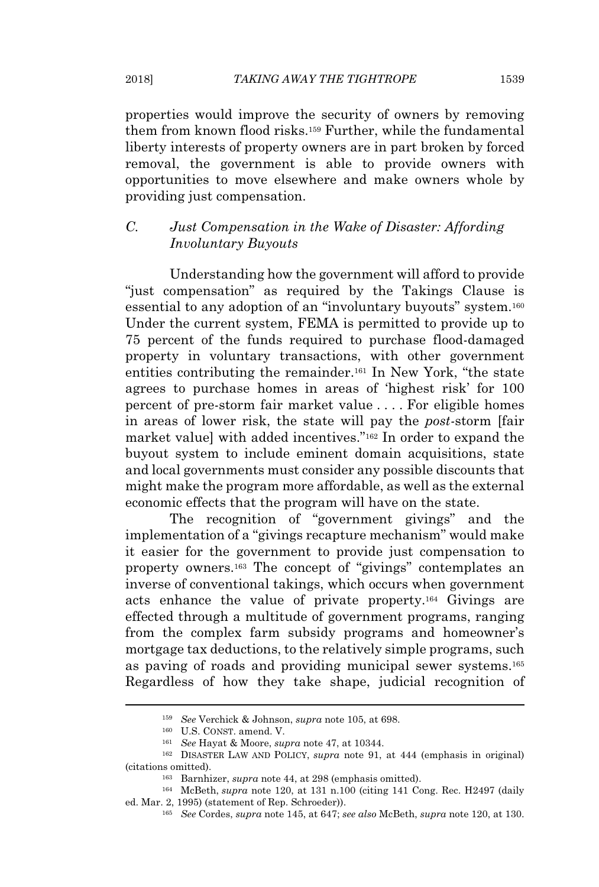properties would improve the security of owners by removing them from known flood risks.[159] Further, while the fundamental liberty interests of property owners are in part broken by forced removal, the government is able to provide owners with opportunities to move elsewhere and make owners whole by providing just compensation.

### C. *Just Compensation in the Wake of Disaster: Affording Involuntary Buyouts*

Understanding how the government will afford to provide "just compensation" as required by the Takings Clause is essential to any adoption of an "involuntary buyouts" system.[160] Under the current system, FEMA is permitted to provide up to 75 percent of the funds required to purchase flood-damaged property in voluntary transactions, with other government entities contributing the remainder.[161] In New York, "the state agrees to purchase homes in areas of 'highest risk' for 100 percent of pre-storm fair market value . . . . For eligible homes in areas of lower risk, the state will pay the *post*-storm [fair market value] with added incentives."[162] In order to expand the buyout system to include eminent domain acquisitions, state and local governments must consider any possible discounts that might make the program more affordable, as well as the external economic effects that the program will have on the state.

The recognition of "government givings" and the implementation of a "givings recapture mechanism" would make it easier for the government to provide just compensation to property owners.[163] The concept of "givings" contemplates an inverse of conventional takings, which occurs when government acts enhance the value of private property.[164] Givings are effected through a multitude of government programs, ranging from the complex farm subsidy programs and homeowner's mortgage tax deductions, to the relatively simple programs, such as paving of roads and providing municipal sewer systems.[165] Regardless of how they take shape, judicial recognition of

---

[159] *See* Verchick & Johnson, *supra* note 105, at 698.

[160] U.S. CONST. amend. V.

[161] *See* Hayat & Moore, *supra* note 47, at 10344.

[162] DISASTER LAW AND POLICY, *supra* note 91, at 444 (emphasis in original) (citations omitted).

[163] Barnhizer, *supra* note 44, at 298 (emphasis omitted).

[164] McBeth, *supra* note 120, at 131 n.100 (citing 141 Cong. Rec. H2497 (daily ed. Mar. 2, 1995) (statement of Rep. Schroeder)).

[165] *See* Cordes, *supra* note 145, at 647; *see also* McBeth, *supra* note 120, at 130.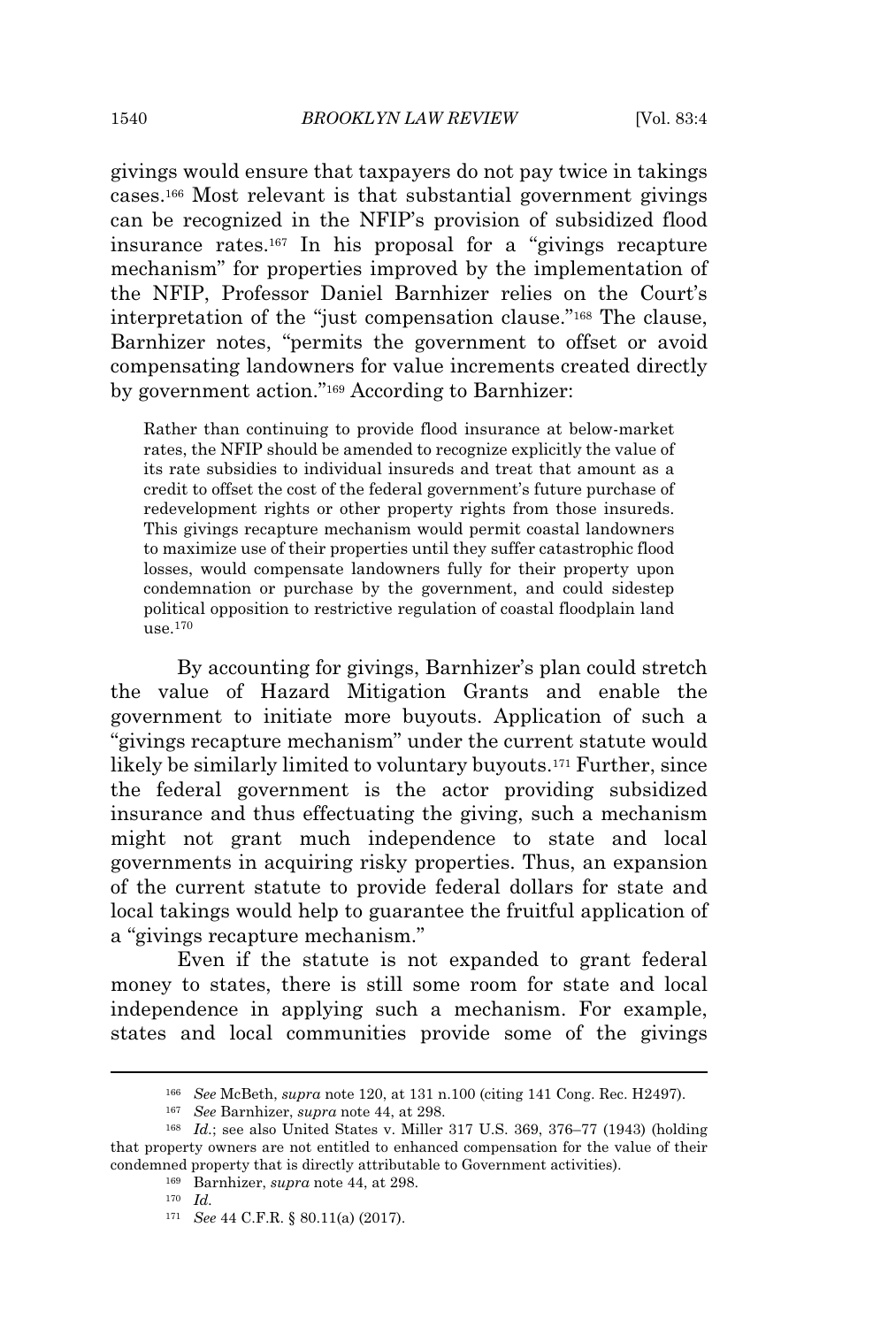givings would ensure that taxpayers do not pay twice in takings cases.[166] Most relevant is that substantial government givings can be recognized in the NFIP's provision of subsidized flood insurance rates.[167] In his proposal for a "givings recapture mechanism" for properties improved by the implementation of the NFIP, Professor Daniel Barnhizer relies on the Court's interpretation of the "just compensation clause."[168] The clause, Barnhizer notes, "permits the government to offset or avoid compensating landowners for value increments created directly by government action."[169] According to Barnhizer:

> Rather than continuing to provide flood insurance at below-market rates, the NFIP should be amended to recognize explicitly the value of its rate subsidies to individual insureds and treat that amount as a credit to offset the cost of the federal government's future purchase of redevelopment rights or other property rights from those insureds. This givings recapture mechanism would permit coastal landowners to maximize use of their properties until they suffer catastrophic flood losses, would compensate landowners fully for their property upon condemnation or purchase by the government, and could sidestep political opposition to restrictive regulation of coastal floodplain land use.[170]

By accounting for givings, Barnhizer's plan could stretch the value of Hazard Mitigation Grants and enable the government to initiate more buyouts. Application of such a "givings recapture mechanism" under the current statute would likely be similarly limited to voluntary buyouts.[171] Further, since the federal government is the actor providing subsidized insurance and thus effectuating the giving, such a mechanism might not grant much independence to state and local governments in acquiring risky properties. Thus, an expansion of the current statute to provide federal dollars for state and local takings would help to guarantee the fruitful application of a "givings recapture mechanism."

Even if the statute is not expanded to grant federal money to states, there is still some room for state and local independence in applying such a mechanism. For example, states and local communities provide some of the givings

---

[166] *See* McBeth, *supra* note 120, at 131 n.100 (citing 141 Cong. Rec. H2497).

[167] *See* Barnhizer, *supra* note 44, at 298.

[168] *Id.*; see also United States v. Miller 317 U.S. 369, 376–77 (1943) (holding that property owners are not entitled to enhanced compensation for the value of their condemned property that is directly attributable to Government activities).

[169] Barnhizer, *supra* note 44, at 298.

[170] *Id.*

[171] *See* 44 C.F.R. § 80.11(a) (2017).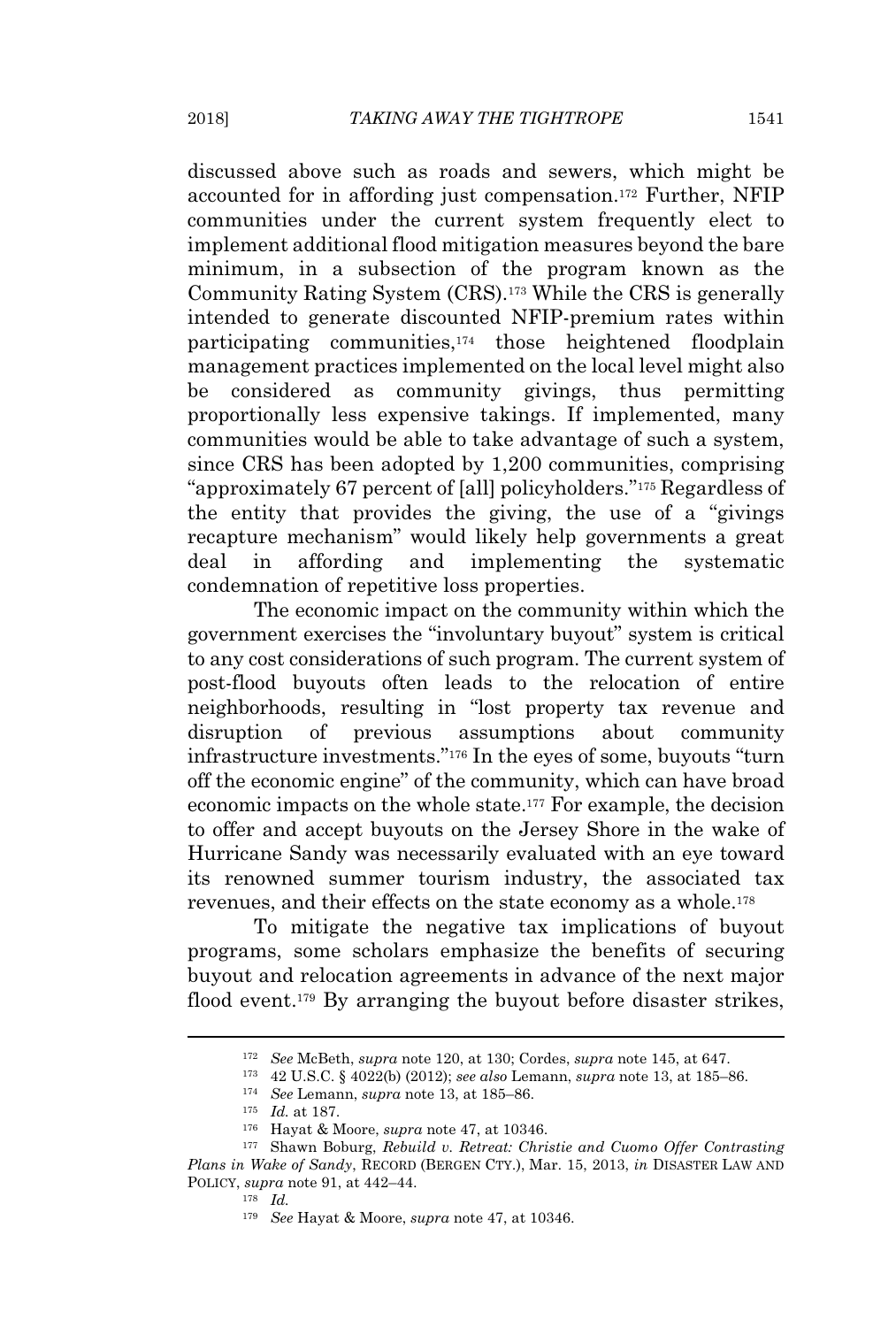discussed above such as roads and sewers, which might be accounted for in affording just compensation.[172] Further, NFIP communities under the current system frequently elect to implement additional flood mitigation measures beyond the bare minimum, in a subsection of the program known as the Community Rating System (CRS).[173] While the CRS is generally intended to generate discounted NFIP-premium rates within participating communities,[174] those heightened floodplain management practices implemented on the local level might also be considered as community givings, thus permitting proportionally less expensive takings. If implemented, many communities would be able to take advantage of such a system, since CRS has been adopted by 1,200 communities, comprising "approximately 67 percent of [all] policyholders."[175] Regardless of the entity that provides the giving, the use of a "givings recapture mechanism" would likely help governments a great deal in affording and implementing the systematic condemnation of repetitive loss properties.

The economic impact on the community within which the government exercises the "involuntary buyout" system is critical to any cost considerations of such program. The current system of post-flood buyouts often leads to the relocation of entire neighborhoods, resulting in "lost property tax revenue and disruption of previous assumptions about community infrastructure investments."[176] In the eyes of some, buyouts "turn off the economic engine" of the community, which can have broad economic impacts on the whole state.[177] For example, the decision to offer and accept buyouts on the Jersey Shore in the wake of Hurricane Sandy was necessarily evaluated with an eye toward its renowned summer tourism industry, the associated tax revenues, and their effects on the state economy as a whole.[178]

To mitigate the negative tax implications of buyout programs, some scholars emphasize the benefits of securing buyout and relocation agreements in advance of the next major flood event.[179] By arranging the buyout before disaster strikes,

---

[172] *See* McBeth, *supra* note 120, at 130; Cordes, *supra* note 145, at 647.

[173] 42 U.S.C. § 4022(b) (2012); *see also* Lemann, *supra* note 13, at 185–86.

[174] *See* Lemann, *supra* note 13, at 185–86.

[175] *Id.* at 187.

[176] Hayat & Moore, *supra* note 47, at 10346.

[177] Shawn Boburg, *Rebuild v. Retreat: Christie and Cuomo Offer Contrasting Plans in Wake of Sandy*, RECORD (BERGEN CTY.), Mar. 15, 2013, *in* DISASTER LAW AND POLICY, *supra* note 91, at 442–44.

[178] *Id.*

[179] *See* Hayat & Moore, *supra* note 47, at 10346.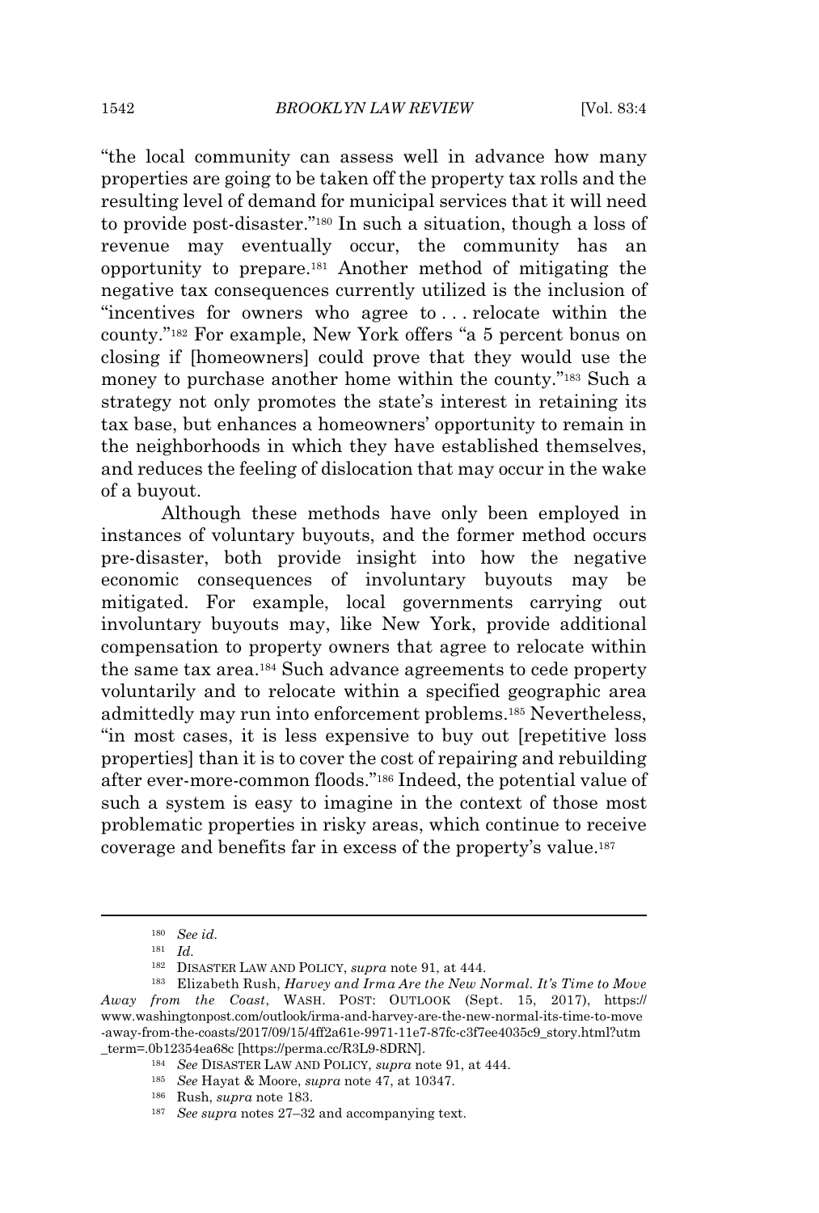"the local community can assess well in advance how many properties are going to be taken off the property tax rolls and the resulting level of demand for municipal services that it will need to provide post-disaster."[180] In such a situation, though a loss of revenue may eventually occur, the community has an opportunity to prepare.[181] Another method of mitigating the negative tax consequences currently utilized is the inclusion of "incentives for owners who agree to . . . relocate within the county."[182] For example, New York offers "a 5 percent bonus on closing if [homeowners] could prove that they would use the money to purchase another home within the county."[183] Such a strategy not only promotes the state's interest in retaining its tax base, but enhances a homeowners' opportunity to remain in the neighborhoods in which they have established themselves, and reduces the feeling of dislocation that may occur in the wake of a buyout.

Although these methods have only been employed in instances of voluntary buyouts, and the former method occurs pre-disaster, both provide insight into how the negative economic consequences of involuntary buyouts may be mitigated. For example, local governments carrying out involuntary buyouts may, like New York, provide additional compensation to property owners that agree to relocate within the same tax area.[184] Such advance agreements to cede property voluntarily and to relocate within a specified geographic area admittedly may run into enforcement problems.[185] Nevertheless, "in most cases, it is less expensive to buy out [repetitive loss properties] than it is to cover the cost of repairing and rebuilding after ever-more-common floods."[186] Indeed, the potential value of such a system is easy to imagine in the context of those most problematic properties in risky areas, which continue to receive coverage and benefits far in excess of the property's value.[187]

---

[180] *See id.*

[181] *Id.*

[182] DISASTER LAW AND POLICY, *supra* note 91, at 444.

[183] Elizabeth Rush, *Harvey and Irma Are the New Normal. It's Time to Move Away from the Coast*, WASH. POST: OUTLOOK (Sept. 15, 2017), https://www.washingtonpost.com/outlook/irma-and-harvey-are-the-new-normal-its-time-to-move-away-from-the-coasts/2017/09/15/4ff2a61e-9971-11e7-87fc-c3f7ee4035c9_story.html?utm_term=.0b12354ea68c [https://perma.cc/R3L9-8DRN].

[184] *See* DISASTER LAW AND POLICY, *supra* note 91, at 444.

[185] *See* Hayat & Moore, *supra* note 47, at 10347.

[186] Rush, *supra* note 183.

[187] *See supra* notes 27–32 and accompanying text.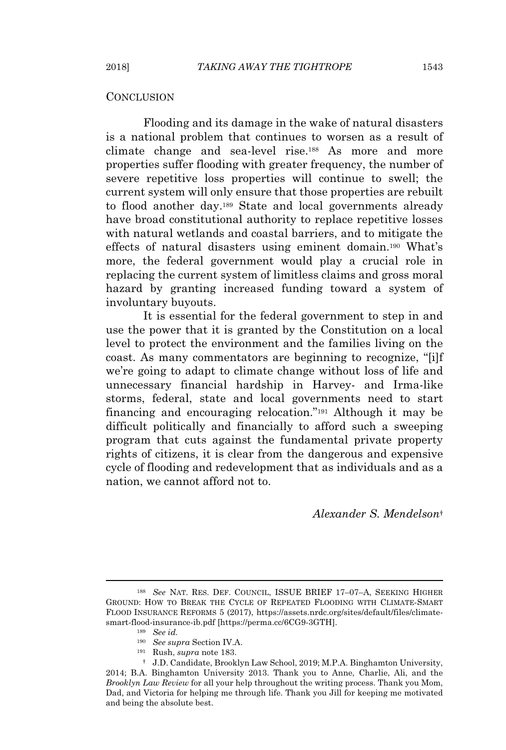## CONCLUSION

Flooding and its damage in the wake of natural disasters is a national problem that continues to worsen as a result of climate change and sea-level rise.[188] As more and more properties suffer flooding with greater frequency, the number of severe repetitive loss properties will continue to swell; the current system will only ensure that those properties are rebuilt to flood another day.[189] State and local governments already have broad constitutional authority to replace repetitive losses with natural wetlands and coastal barriers, and to mitigate the effects of natural disasters using eminent domain.[190] What's more, the federal government would play a crucial role in replacing the current system of limitless claims and gross moral hazard by granting increased funding toward a system of involuntary buyouts.

It is essential for the federal government to step in and use the power that it is granted by the Constitution on a local level to protect the environment and the families living on the coast. As many commentators are beginning to recognize, "[i]f we're going to adapt to climate change without loss of life and unnecessary financial hardship in Harvey- and Irma-like storms, federal, state and local governments need to start financing and encouraging relocation."[191] Although it may be difficult politically and financially to afford such a sweeping program that cuts against the fundamental private property rights of citizens, it is clear from the dangerous and expensive cycle of flooding and redevelopment that as individuals and as a nation, we cannot afford not to.

*Alexander S. Mendelson*[†]

---

[188] *See* NAT. RES. DEF. COUNCIL, ISSUE BRIEF 17–07–A, SEEKING HIGHER GROUND: HOW TO BREAK THE CYCLE OF REPEATED FLOODING WITH CLIMATE-SMART FLOOD INSURANCE REFORMS 5 (2017), https://assets.nrdc.org/sites/default/files/climate-smart-flood-insurance-ib.pdf [https://perma.cc/6CG9-3GTH].

[189] *See id.*

[190] *See supra* Section IV.A.

[191] Rush, *supra* note 183.

[†] J.D. Candidate, Brooklyn Law School, 2019; M.P.A. Binghamton University, 2014; B.A. Binghamton University 2013. Thank you to Anne, Charlie, Ali, and the *Brooklyn Law Review* for all your help throughout the writing process. Thank you Mom, Dad, and Victoria for helping me through life. Thank you Jill for keeping me motivated and being the absolute best.